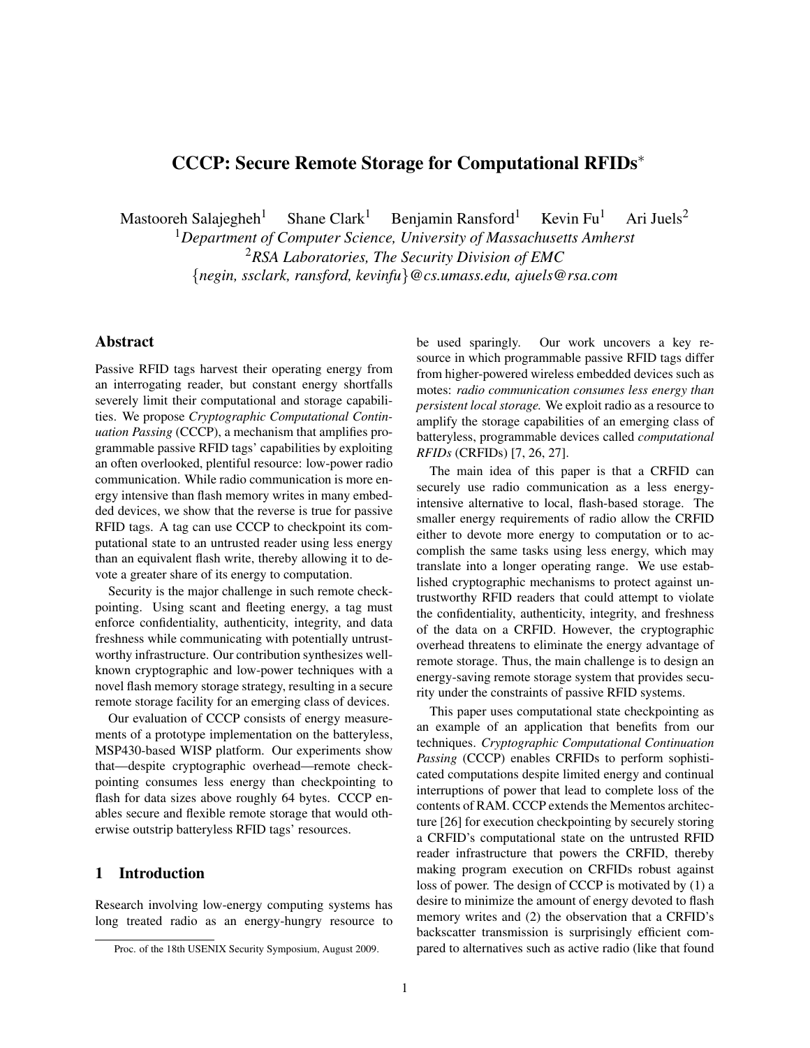# CCCP: Secure Remote Storage for Computational RFIDs*

Mastooreh Salajegheh[1] Shane Clark[1] Benjamin Ransford[1] Kevin Fu[1] Ari Juels[2]

[1] *Department of Computer Science, University of Massachusetts Amherst*

[2] *RSA Laboratories, The Security Division of EMC*

{*negin, ssclark, ransford, kevinfu*}*@cs.umass.edu, ajuels@rsa.com*

## Abstract

Passive RFID tags harvest their operating energy from an interrogating reader, but constant energy shortfalls severely limit their computational and storage capabilities. We propose *Cryptographic Computational Continuation Passing* (CCCP), a mechanism that amplifies programmable passive RFID tags' capabilities by exploiting an often overlooked, plentiful resource: low-power radio communication. While radio communication is more energy intensive than flash memory writes in many embedded devices, we show that the reverse is true for passive RFID tags. A tag can use CCCP to checkpoint its computational state to an untrusted reader using less energy than an equivalent flash write, thereby allowing it to devote a greater share of its energy to computation.

Security is the major challenge in such remote checkpointing. Using scant and fleeting energy, a tag must enforce confidentiality, authenticity, integrity, and data freshness while communicating with potentially untrustworthy infrastructure. Our contribution synthesizes well-known cryptographic and low-power techniques with a novel flash memory storage strategy, resulting in a secure remote storage facility for an emerging class of devices.

Our evaluation of CCCP consists of energy measurements of a prototype implementation on the batteryless, MSP430-based WISP platform. Our experiments show that—despite cryptographic overhead—remote checkpointing consumes less energy than checkpointing to flash for data sizes above roughly 64 bytes. CCCP enables secure and flexible remote storage that would otherwise outstrip batteryless RFID tags' resources.

## 1 Introduction

Research involving low-energy computing systems has long treated radio as an energy-hungry resource to be used sparingly. Our work uncovers a key resource in which programmable passive RFID tags differ from higher-powered wireless embedded devices such as motes: *radio communication consumes less energy than persistent local storage.* We exploit radio as a resource to amplify the storage capabilities of an emerging class of batteryless, programmable devices called *computational RFIDs* (CRFIDs) [7, 26, 27].

The main idea of this paper is that a CRFID can securely use radio communication as a less energy-intensive alternative to local, flash-based storage. The smaller energy requirements of radio allow the CRFID either to devote more energy to computation or to accomplish the same tasks using less energy, which may translate into a longer operating range. We use established cryptographic mechanisms to protect against untrustworthy RFID readers that could attempt to violate the confidentiality, authenticity, integrity, and freshness of the data on a CRFID. However, the cryptographic overhead threatens to eliminate the energy advantage of remote storage. Thus, the main challenge is to design an energy-saving remote storage system that provides security under the constraints of passive RFID systems.

This paper uses computational state checkpointing as an example of an application that benefits from our techniques. *Cryptographic Computational Continuation Passing* (CCCP) enables CRFIDs to perform sophisticated computations despite limited energy and continual interruptions of power that lead to complete loss of the contents of RAM. CCCP extends the Mementos architecture [26] for execution checkpointing by securely storing a CRFID's computational state on the untrusted RFID reader infrastructure that powers the CRFID, thereby making program execution on CRFIDs robust against loss of power. The design of CCCP is motivated by (1) a desire to minimize the amount of energy devoted to flash memory writes and (2) the observation that a CRFID's backscatter transmission is surprisingly efficient compared to alternatives such as active radio (like that found

*Proc. of the 18th USENIX Security Symposium, August 2009.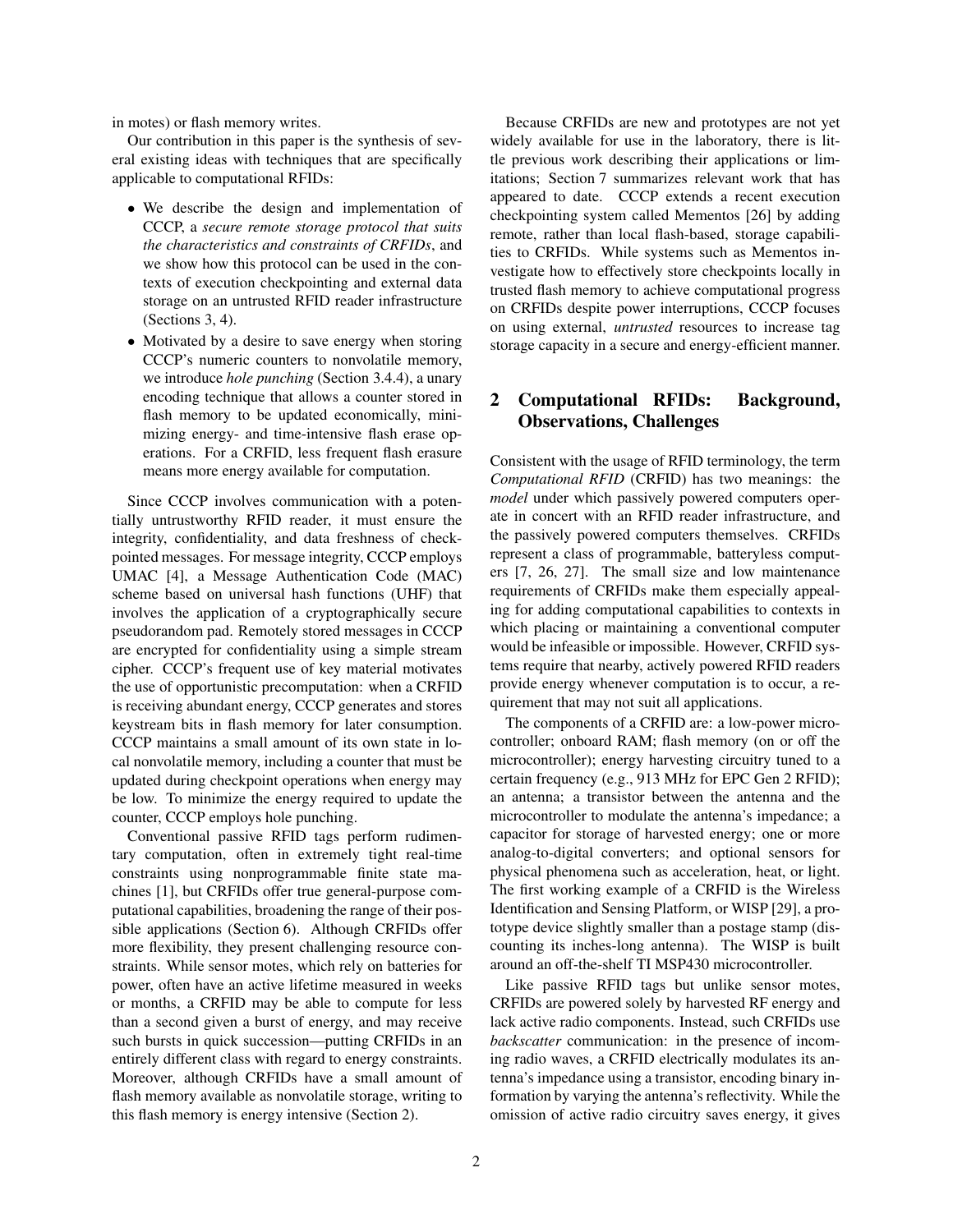in motes) or flash memory writes.

Our contribution in this paper is the synthesis of several existing ideas with techniques that are specifically applicable to computational RFIDs:

- We describe the design and implementation of CCCP, a *secure remote storage protocol that suits the characteristics and constraints of CRFIDs*, and we show how this protocol can be used in the contexts of execution checkpointing and external data storage on an untrusted RFID reader infrastructure (Sections 3, 4).
- Motivated by a desire to save energy when storing CCCP's numeric counters to nonvolatile memory, we introduce *hole punching* (Section 3.4.4), a unary encoding technique that allows a counter stored in flash memory to be updated economically, minimizing energy- and time-intensive flash erase operations. For a CRFID, less frequent flash erasure means more energy available for computation.

Since CCCP involves communication with a potentially untrustworthy RFID reader, it must ensure the integrity, confidentiality, and data freshness of checkpointed messages. For message integrity, CCCP employs UMAC [4], a Message Authentication Code (MAC) scheme based on universal hash functions (UHF) that involves the application of a cryptographically secure pseudorandom pad. Remotely stored messages in CCCP are encrypted for confidentiality using a simple stream cipher. CCCP's frequent use of key material motivates the use of opportunistic precomputation: when a CRFID is receiving abundant energy, CCCP generates and stores keystream bits in flash memory for later consumption. CCCP maintains a small amount of its own state in local nonvolatile memory, including a counter that must be updated during checkpoint operations when energy may be low. To minimize the energy required to update the counter, CCCP employs hole punching.

Conventional passive RFID tags perform rudimentary computation, often in extremely tight real-time constraints using nonprogrammable finite state machines [1], but CRFIDs offer true general-purpose computational capabilities, broadening the range of their possible applications (Section 6). Although CRFIDs offer more flexibility, they present challenging resource constraints. While sensor motes, which rely on batteries for power, often have an active lifetime measured in weeks or months, a CRFID may be able to compute for less than a second given a burst of energy, and may receive such bursts in quick succession—putting CRFIDs in an entirely different class with regard to energy constraints. Moreover, although CRFIDs have a small amount of flash memory available as nonvolatile storage, writing to this flash memory is energy intensive (Section 2).

Because CRFIDs are new and prototypes are not yet widely available for use in the laboratory, there is little previous work describing their applications or limitations; Section 7 summarizes relevant work that has appeared to date. CCCP extends a recent execution checkpointing system called Mementos [26] by adding remote, rather than local flash-based, storage capabilities to CRFIDs. While systems such as Mementos investigate how to effectively store checkpoints locally in trusted flash memory to achieve computational progress on CRFIDs despite power interruptions, CCCP focuses on using external, *untrusted* resources to increase tag storage capacity in a secure and energy-efficient manner.

## 2 Computational RFIDs: Background, Observations, Challenges

Consistent with the usage of RFID terminology, the term *Computational RFID* (CRFID) has two meanings: the *model* under which passively powered computers operate in concert with an RFID reader infrastructure, and the passively powered computers themselves. CRFIDs represent a class of programmable, batteryless computers [7, 26, 27]. The small size and low maintenance requirements of CRFIDs make them especially appealing for adding computational capabilities to contexts in which placing or maintaining a conventional computer would be infeasible or impossible. However, CRFID systems require that nearby, actively powered RFID readers provide energy whenever computation is to occur, a requirement that may not suit all applications.

The components of a CRFID are: a low-power microcontroller; onboard RAM; flash memory (on or off the microcontroller); energy harvesting circuitry tuned to a certain frequency (e.g., 913 MHz for EPC Gen 2 RFID); an antenna; a transistor between the antenna and the microcontroller to modulate the antenna's impedance; a capacitor for storage of harvested energy; one or more analog-to-digital converters; and optional sensors for physical phenomena such as acceleration, heat, or light. The first working example of a CRFID is the Wireless Identification and Sensing Platform, or WISP [29], a prototype device slightly smaller than a postage stamp (discounting its inches-long antenna). The WISP is built around an off-the-shelf TI MSP430 microcontroller.

Like passive RFID tags but unlike sensor motes, CRFIDs are powered solely by harvested RF energy and lack active radio components. Instead, such CRFIDs use *backscatter* communication: in the presence of incoming radio waves, a CRFID electrically modulates its antenna's impedance using a transistor, encoding binary information by varying the antenna's reflectivity. While the omission of active radio circuitry saves energy, it gives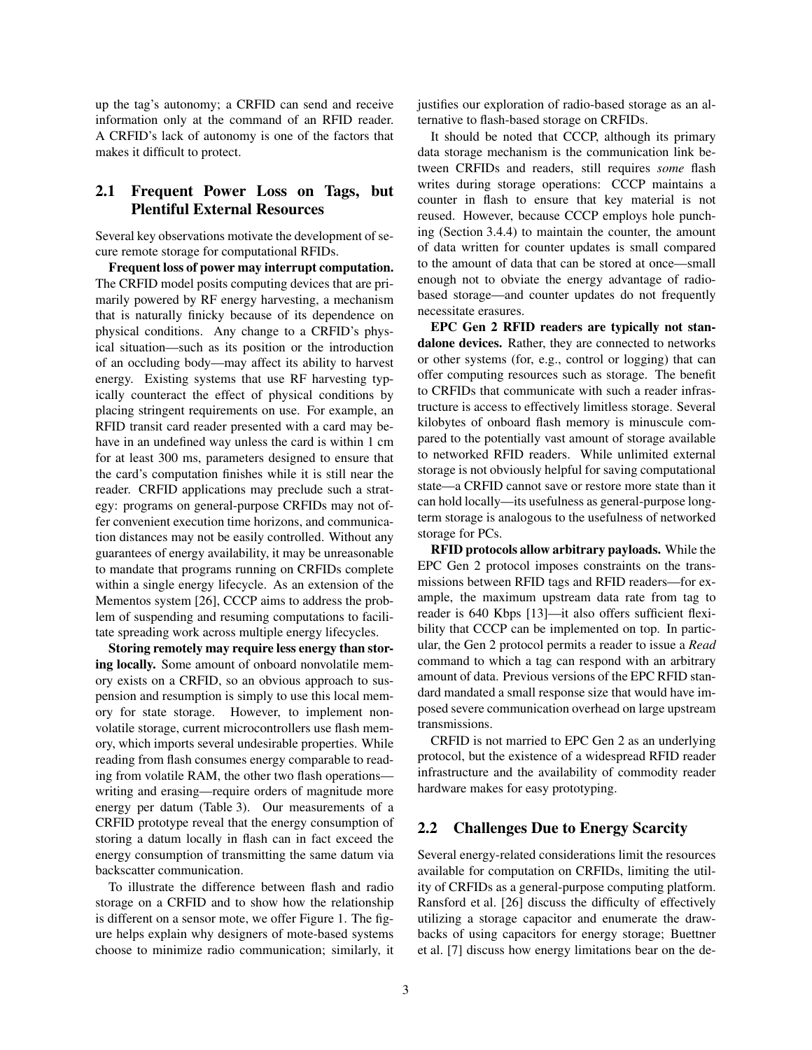up the tag's autonomy; a CRFID can send and receive information only at the command of an RFID reader. A CRFID's lack of autonomy is one of the factors that makes it difficult to protect.

## 2.1 Frequent Power Loss on Tags, but Plentiful External Resources

Several key observations motivate the development of secure remote storage for computational RFIDs.

**Frequent loss of power may interrupt computation.** The CRFID model posits computing devices that are primarily powered by RF energy harvesting, a mechanism that is naturally finicky because of its dependence on physical conditions. Any change to a CRFID's physical situation—such as its position or the introduction of an occluding body—may affect its ability to harvest energy. Existing systems that use RF harvesting typically counteract the effect of physical conditions by placing stringent requirements on use. For example, an RFID transit card reader presented with a card may behave in an undefined way unless the card is within 1 cm for at least 300 ms, parameters designed to ensure that the card's computation finishes while it is still near the reader. CRFID applications may preclude such a strategy: programs on general-purpose CRFIDs may not offer convenient execution time horizons, and communication distances may not be easily controlled. Without any guarantees of energy availability, it may be unreasonable to mandate that programs running on CRFIDs complete within a single energy lifecycle. As an extension of the Mementos system [26], CCCP aims to address the problem of suspending and resuming computations to facilitate spreading work across multiple energy lifecycles.

**Storing remotely may require less energy than storing locally.** Some amount of onboard nonvolatile memory exists on a CRFID, so an obvious approach to suspension and resumption is simply to use this local memory for state storage. However, to implement nonvolatile storage, current microcontrollers use flash memory, which imports several undesirable properties. While reading from flash consumes energy comparable to reading from volatile RAM, the other two flash operations—writing and erasing—require orders of magnitude more energy per datum (Table 3). Our measurements of a CRFID prototype reveal that the energy consumption of storing a datum locally in flash can in fact exceed the energy consumption of transmitting the same datum via backscatter communication.

To illustrate the difference between flash and radio storage on a CRFID and to show how the relationship is different on a sensor mote, we offer Figure 1. The figure helps explain why designers of mote-based systems choose to minimize radio communication; similarly, it justifies our exploration of radio-based storage as an alternative to flash-based storage on CRFIDs.

It should be noted that CCCP, although its primary data storage mechanism is the communication link between CRFIDs and readers, still requires *some* flash writes during storage operations: CCCP maintains a counter in flash to ensure that key material is not reused. However, because CCCP employs hole punching (Section 3.4.4) to maintain the counter, the amount of data written for counter updates is small compared to the amount of data that can be stored at once—small enough not to obviate the energy advantage of radio-based storage—and counter updates do not frequently necessitate erasures.

**EPC Gen 2 RFID readers are typically not standalone devices.** Rather, they are connected to networks or other systems (for, e.g., control or logging) that can offer computing resources such as storage. The benefit to CRFIDs that communicate with such a reader infrastructure is access to effectively limitless storage. Several kilobytes of onboard flash memory is minuscule compared to the potentially vast amount of storage available to networked RFID readers. While unlimited external storage is not obviously helpful for saving computational state—a CRFID cannot save or restore more state than it can hold locally—its usefulness as general-purpose long-term storage is analogous to the usefulness of networked storage for PCs.

**RFID protocols allow arbitrary payloads.** While the EPC Gen 2 protocol imposes constraints on the transmissions between RFID tags and RFID readers—for example, the maximum upstream data rate from tag to reader is 640 Kbps [13]—it also offers sufficient flexibility that CCCP can be implemented on top. In particular, the Gen 2 protocol permits a reader to issue a *Read* command to which a tag can respond with an arbitrary amount of data. Previous versions of the EPC RFID standard mandated a small response size that would have imposed severe communication overhead on large upstream transmissions.

CRFID is not married to EPC Gen 2 as an underlying protocol, but the existence of a widespread RFID reader infrastructure and the availability of commodity reader hardware makes for easy prototyping.

## 2.2 Challenges Due to Energy Scarcity

Several energy-related considerations limit the resources available for computation on CRFIDs, limiting the utility of CRFIDs as a general-purpose computing platform. Ransford et al. [26] discuss the difficulty of effectively utilizing a storage capacitor and enumerate the drawbacks of using capacitors for energy storage; Buettner et al. [7] discuss how energy limitations bear on the de-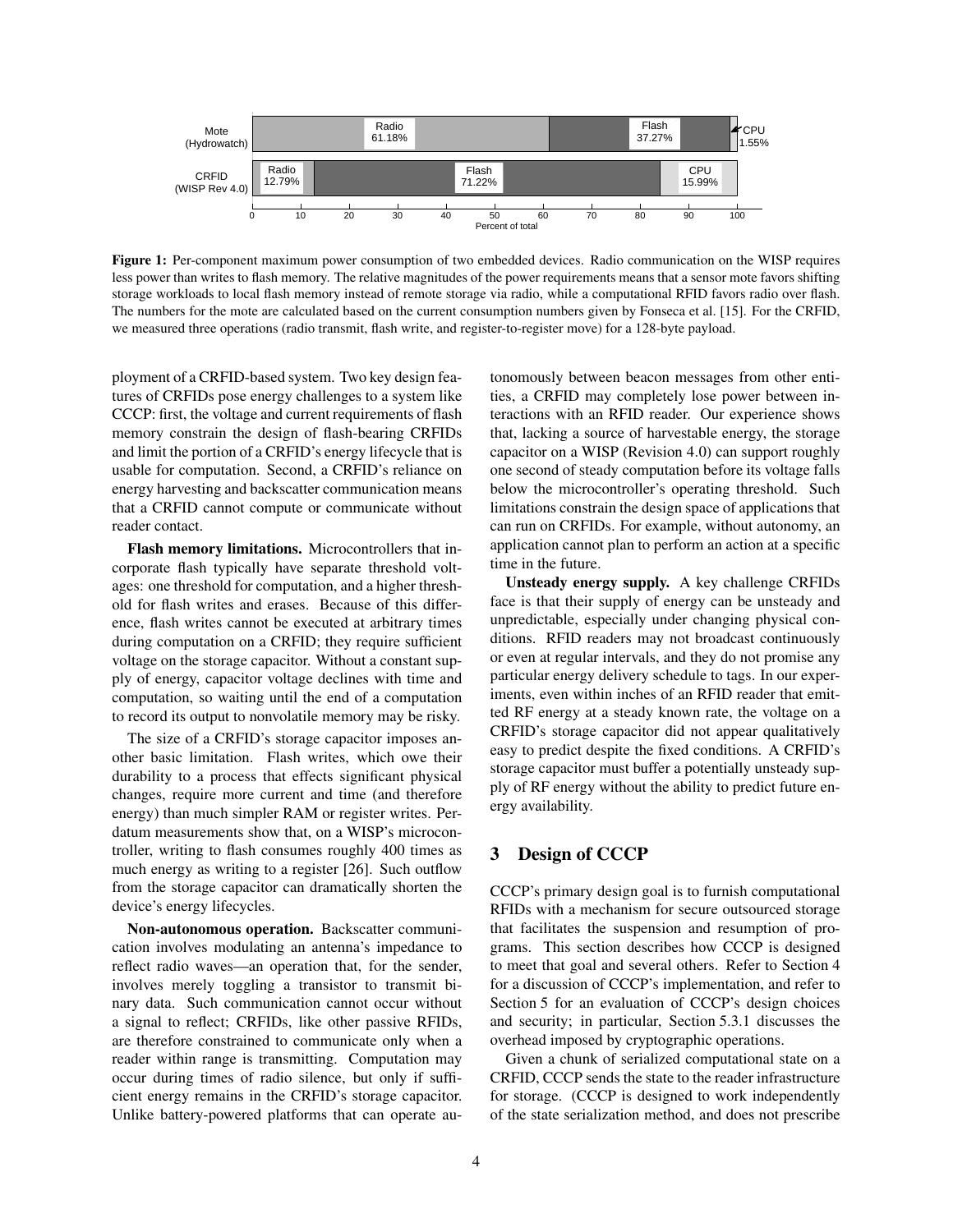**Figure 1:** Per-component maximum power consumption of two embedded devices. Radio communication on the WISP requires less power than writes to flash memory. The relative magnitudes of the power requirements means that a sensor mote favors shifting storage workloads to local flash memory instead of remote storage via radio, while a computational RFID favors radio over flash. The numbers for the mote are calculated based on the current consumption numbers given by Fonseca et al. [15]. For the CRFID, we measured three operations (radio transmit, flash write, and register-to-register move) for a 128-byte payload.

ployment of a CRFID-based system. Two key design features of CRFIDs pose energy challenges to a system like CCCP: first, the voltage and current requirements of flash memory constrain the design of flash-bearing CRFIDs and limit the portion of a CRFID's energy lifecycle that is usable for computation. Second, a CRFID's reliance on energy harvesting and backscatter communication means that a CRFID cannot compute or communicate without reader contact.

**Flash memory limitations.** Microcontrollers that incorporate flash typically have separate threshold voltages: one threshold for computation, and a higher threshold for flash writes and erases. Because of this difference, flash writes cannot be executed at arbitrary times during computation on a CRFID; they require sufficient voltage on the storage capacitor. Without a constant supply of energy, capacitor voltage declines with time and computation, so waiting until the end of a computation to record its output to nonvolatile memory may be risky.

The size of a CRFID's storage capacitor imposes another basic limitation. Flash writes, which owe their durability to a process that effects significant physical changes, require more current and time (and therefore energy) than much simpler RAM or register writes. Per-datum measurements show that, on a WISP's microcontroller, writing to flash consumes roughly 400 times as much energy as writing to a register [26]. Such outflow from the storage capacitor can dramatically shorten the device's energy lifecycles.

**Non-autonomous operation.** Backscatter communication involves modulating an antenna's impedance to reflect radio waves—an operation that, for the sender, involves merely toggling a transistor to transmit binary data. Such communication cannot occur without a signal to reflect; CRFIDs, like other passive RFIDs, are therefore constrained to communicate only when a reader within range is transmitting. Computation may occur during times of radio silence, but only if sufficient energy remains in the CRFID's storage capacitor. Unlike battery-powered platforms that can operate autonomously between beacon messages from other entities, a CRFID may completely lose power between interactions with an RFID reader. Our experience shows that, lacking a source of harvestable energy, the storage capacitor on a WISP (Revision 4.0) can support roughly one second of steady computation before its voltage falls below the microcontroller's operating threshold. Such limitations constrain the design space of applications that can run on CRFIDs. For example, without autonomy, an application cannot plan to perform an action at a specific time in the future.

**Unsteady energy supply.** A key challenge CRFIDs face is that their supply of energy can be unsteady and unpredictable, especially under changing physical conditions. RFID readers may not broadcast continuously or even at regular intervals, and they do not promise any particular energy delivery schedule to tags. In our experiments, even within inches of an RFID reader that emitted RF energy at a steady known rate, the voltage on a CRFID's storage capacitor did not appear qualitatively easy to predict despite the fixed conditions. A CRFID's storage capacitor must buffer a potentially unsteady supply of RF energy without the ability to predict future energy availability.

## 3 Design of CCCP

CCCP's primary design goal is to furnish computational RFIDs with a mechanism for secure outsourced storage that facilitates the suspension and resumption of programs. This section describes how CCCP is designed to meet that goal and several others. Refer to Section 4 for a discussion of CCCP's implementation, and refer to Section 5 for an evaluation of CCCP's design choices and security; in particular, Section 5.3.1 discusses the overhead imposed by cryptographic operations.

Given a chunk of serialized computational state on a CRFID, CCCP sends the state to the reader infrastructure for storage. (CCCP is designed to work independently of the state serialization method, and does not prescribe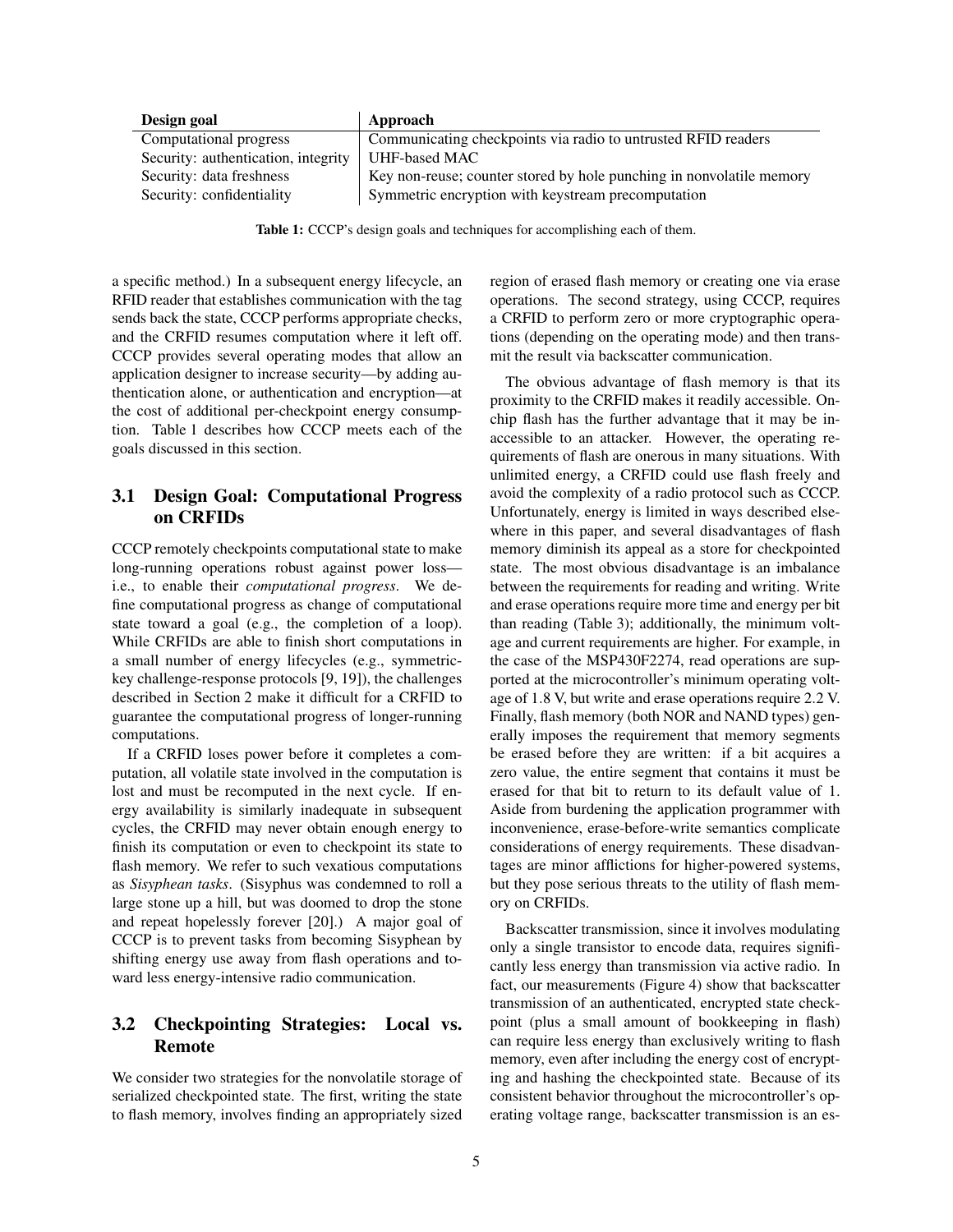| Design goal | Approach |
| --- | --- |
| Computational progress | Communicating checkpoints via radio to untrusted RFID readers |
| Security: authentication, integrity | UHF-based MAC |
| Security: data freshness | Key non-reuse; counter stored by hole punching in nonvolatile memory |
| Security: confidentiality | Symmetric encryption with keystream precomputation |

**Table 1:** CCCP's design goals and techniques for accomplishing each of them.

a specific method.) In a subsequent energy lifecycle, an RFID reader that establishes communication with the tag sends back the state, CCCP performs appropriate checks, and the CRFID resumes computation where it left off. CCCP provides several operating modes that allow an application designer to increase security—by adding authentication alone, or authentication and encryption—at the cost of additional per-checkpoint energy consumption. Table 1 describes how CCCP meets each of the goals discussed in this section.

## 3.1 Design Goal: Computational Progress on CRFIDs

CCCP remotely checkpoints computational state to make long-running operations robust against power loss—i.e., to enable their *computational progress*. We define computational progress as change of computational state toward a goal (e.g., the completion of a loop). While CRFIDs are able to finish short computations in a small number of energy lifecycles (e.g., symmetric-key challenge-response protocols [9, 19]), the challenges described in Section 2 make it difficult for a CRFID to guarantee the computational progress of longer-running computations.

If a CRFID loses power before it completes a computation, all volatile state involved in the computation is lost and must be recomputed in the next cycle. If energy availability is similarly inadequate in subsequent cycles, the CRFID may never obtain enough energy to finish its computation or even to checkpoint its state to flash memory. We refer to such vexatious computations as *Sisyphean tasks*. (Sisyphus was condemned to roll a large stone up a hill, but was doomed to drop the stone and repeat hopelessly forever [20].) A major goal of CCCP is to prevent tasks from becoming Sisyphean by shifting energy use away from flash operations and toward less energy-intensive radio communication.

## 3.2 Checkpointing Strategies: Local vs. Remote

We consider two strategies for the nonvolatile storage of serialized checkpointed state. The first, writing the state to flash memory, involves finding an appropriately sized region of erased flash memory or creating one via erase operations. The second strategy, using CCCP, requires a CRFID to perform zero or more cryptographic operations (depending on the operating mode) and then transmit the result via backscatter communication.

The obvious advantage of flash memory is that its proximity to the CRFID makes it readily accessible. On-chip flash has the further advantage that it may be inaccessible to an attacker. However, the operating requirements of flash are onerous in many situations. With unlimited energy, a CRFID could use flash freely and avoid the complexity of a radio protocol such as CCCP. Unfortunately, energy is limited in ways described elsewhere in this paper, and several disadvantages of flash memory diminish its appeal as a store for checkpointed state. The most obvious disadvantage is an imbalance between the requirements for reading and writing. Write and erase operations require more time and energy per bit than reading (Table 3); additionally, the minimum voltage and current requirements are higher. For example, in the case of the MSP430F2274, read operations are supported at the microcontroller's minimum operating voltage of 1.8 V, but write and erase operations require 2.2 V. Finally, flash memory (both NOR and NAND types) generally imposes the requirement that memory segments be erased before they are written: if a bit acquires a zero value, the entire segment that contains it must be erased for that bit to return to its default value of 1. Aside from burdening the application programmer with inconvenience, erase-before-write semantics complicate considerations of energy requirements. These disadvantages are minor afflictions for higher-powered systems, but they pose serious threats to the utility of flash memory on CRFIDs.

Backscatter transmission, since it involves modulating only a single transistor to encode data, requires significantly less energy than transmission via active radio. In fact, our measurements (Figure 4) show that backscatter transmission of an authenticated, encrypted state checkpoint (plus a small amount of bookkeeping in flash) can require less energy than exclusively writing to flash memory, even after including the energy cost of encrypting and hashing the checkpointed state. Because of its consistent behavior throughout the microcontroller's operating voltage range, backscatter transmission is an es-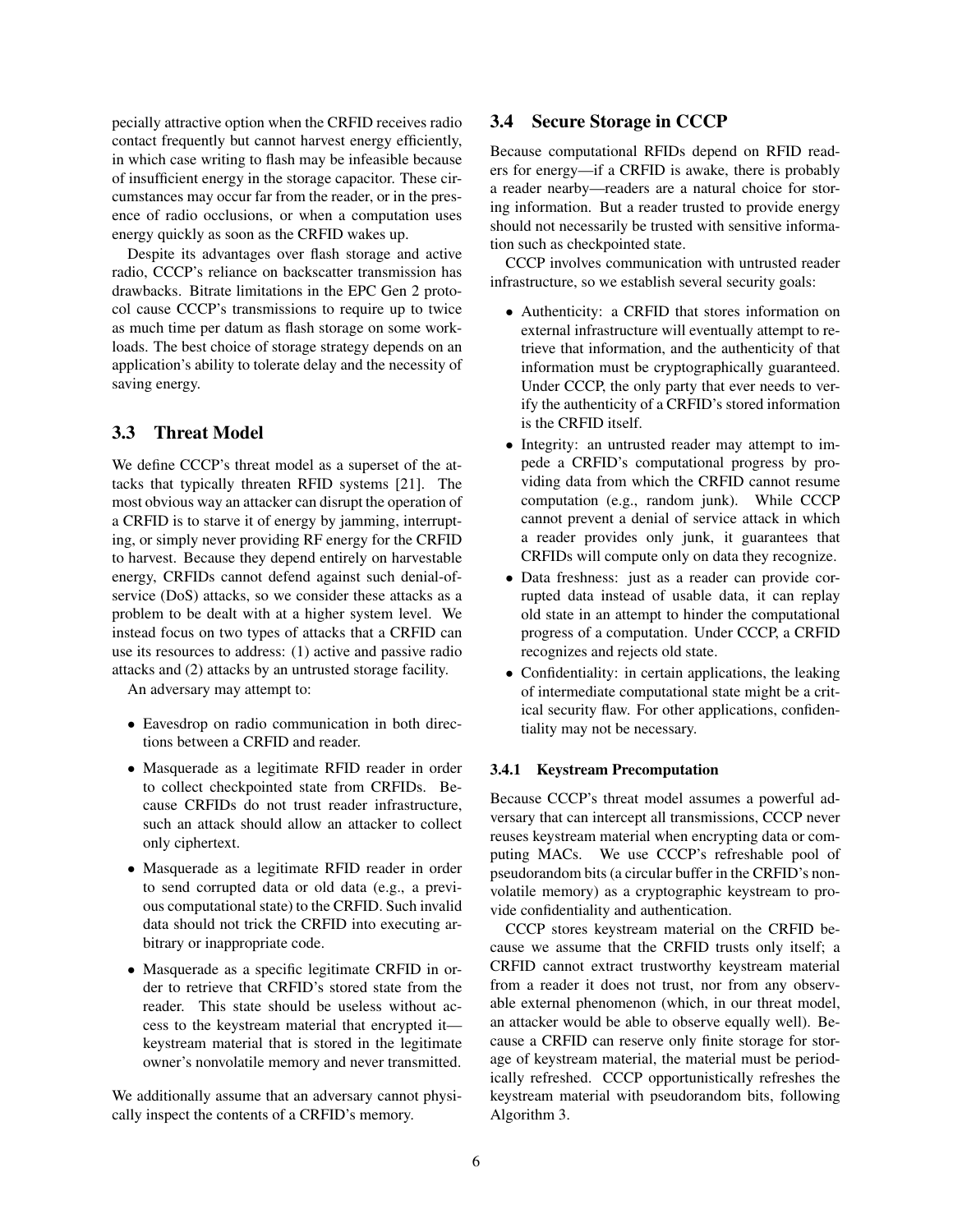pecially attractive option when the CRFID receives radio contact frequently but cannot harvest energy efficiently, in which case writing to flash may be infeasible because of insufficient energy in the storage capacitor. These circumstances may occur far from the reader, or in the presence of radio occlusions, or when a computation uses energy quickly as soon as the CRFID wakes up.

Despite its advantages over flash storage and active radio, CCCP's reliance on backscatter transmission has drawbacks. Bitrate limitations in the EPC Gen 2 protocol cause CCCP's transmissions to require up to twice as much time per datum as flash storage on some workloads. The best choice of storage strategy depends on an application's ability to tolerate delay and the necessity of saving energy.

## 3.3 Threat Model

We define CCCP's threat model as a superset of the attacks that typically threaten RFID systems [21]. The most obvious way an attacker can disrupt the operation of a CRFID is to starve it of energy by jamming, interrupting, or simply never providing RF energy for the CRFID to harvest. Because they depend entirely on harvestable energy, CRFIDs cannot defend against such denial-of-service (DoS) attacks, so we consider these attacks as a problem to be dealt with at a higher system level. We instead focus on two types of attacks that a CRFID can use its resources to address: (1) active and passive radio attacks and (2) attacks by an untrusted storage facility.

An adversary may attempt to:

- Eavesdrop on radio communication in both directions between a CRFID and reader.
- Masquerade as a legitimate RFID reader in order to collect checkpointed state from CRFIDs. Because CRFIDs do not trust reader infrastructure, such an attack should allow an attacker to collect only ciphertext.
- Masquerade as a legitimate RFID reader in order to send corrupted data or old data (e.g., a previous computational state) to the CRFID. Such invalid data should not trick the CRFID into executing arbitrary or inappropriate code.
- Masquerade as a specific legitimate CRFID in order to retrieve that CRFID's stored state from the reader. This state should be useless without access to the keystream material that encrypted it—keystream material that is stored in the legitimate owner's nonvolatile memory and never transmitted.

We additionally assume that an adversary cannot physically inspect the contents of a CRFID's memory.

## 3.4 Secure Storage in CCCP

Because computational RFIDs depend on RFID readers for energy—if a CRFID is awake, there is probably a reader nearby—readers are a natural choice for storing information. But a reader trusted to provide energy should not necessarily be trusted with sensitive information such as checkpointed state.

CCCP involves communication with untrusted reader infrastructure, so we establish several security goals:

- Authenticity: a CRFID that stores information on external infrastructure will eventually attempt to retrieve that information, and the authenticity of that information must be cryptographically guaranteed. Under CCCP, the only party that ever needs to verify the authenticity of a CRFID's stored information is the CRFID itself.
- Integrity: an untrusted reader may attempt to impede a CRFID's computational progress by providing data from which the CRFID cannot resume computation (e.g., random junk). While CCCP cannot prevent a denial of service attack in which a reader provides only junk, it guarantees that CRFIDs will compute only on data they recognize.
- Data freshness: just as a reader can provide corrupted data instead of usable data, it can replay old state in an attempt to hinder the computational progress of a computation. Under CCCP, a CRFID recognizes and rejects old state.
- Confidentiality: in certain applications, the leaking of intermediate computational state might be a critical security flaw. For other applications, confidentiality may not be necessary.

### 3.4.1 Keystream Precomputation

Because CCCP's threat model assumes a powerful adversary that can intercept all transmissions, CCCP never reuses keystream material when encrypting data or computing MACs. We use CCCP's refreshable pool of pseudorandom bits (a circular buffer in the CRFID's nonvolatile memory) as a cryptographic keystream to provide confidentiality and authentication.

CCCP stores keystream material on the CRFID because we assume that the CRFID trusts only itself; a CRFID cannot extract trustworthy keystream material from a reader it does not trust, nor from any observable external phenomenon (which, in our threat model, an attacker would be able to observe equally well). Because a CRFID can reserve only finite storage for storage of keystream material, the material must be periodically refreshed. CCCP opportunistically refreshes the keystream material with pseudorandom bits, following Algorithm 3.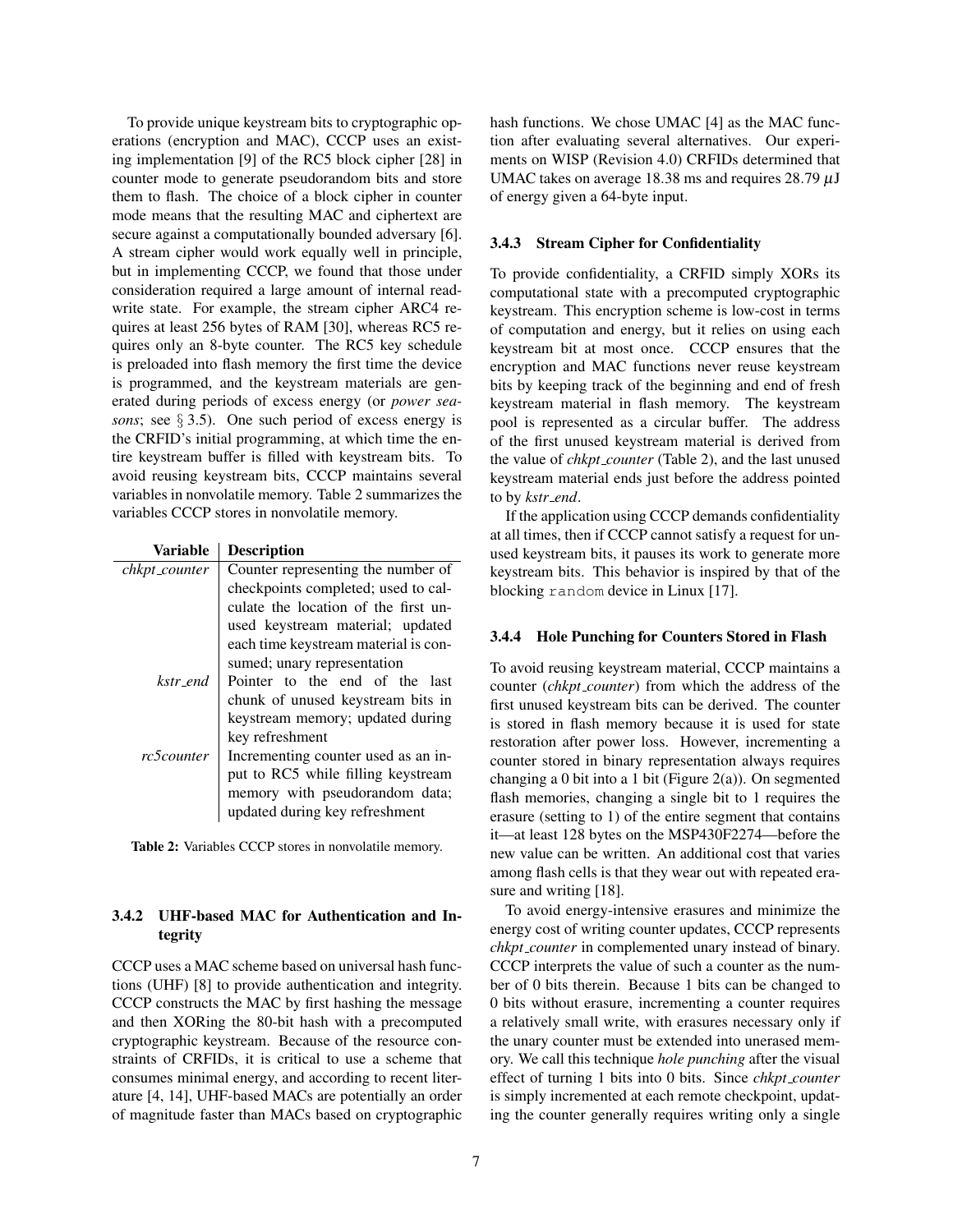To provide unique keystream bits to cryptographic operations (encryption and MAC), CCCP uses an existing implementation [9] of the RC5 block cipher [28] in counter mode to generate pseudorandom bits and store them to flash. The choice of a block cipher in counter mode means that the resulting MAC and ciphertext are secure against a computationally bounded adversary [6]. A stream cipher would work equally well in principle, but in implementing CCCP, we found that those under consideration required a large amount of internal read-write state. For example, the stream cipher ARC4 requires at least 256 bytes of RAM [30], whereas RC5 requires only an 8-byte counter. The RC5 key schedule is preloaded into flash memory the first time the device is programmed, and the keystream materials are generated during periods of excess energy (or *power seasons*; see § 3.5). One such period of excess energy is the CRFID's initial programming, at which time the entire keystream buffer is filled with keystream bits. To avoid reusing keystream bits, CCCP maintains several variables in nonvolatile memory. Table 2 summarizes the variables CCCP stores in nonvolatile memory.

| Variable | Description |
|---|---|
| *chkpt_counter* | Counter representing the number of checkpoints completed; used to calculate the location of the first unused keystream material; updated each time keystream material is consumed; unary representation |
| *kstr_end* | Pointer to the end of the last chunk of unused keystream bits in keystream memory; updated during key refreshment |
| *rc5counter* | Incrementing counter used as an input to RC5 while filling keystream memory with pseudorandom data; updated during key refreshment |

**Table 2:** Variables CCCP stores in nonvolatile memory.

### 3.4.2 UHF-based MAC for Authentication and Integrity

CCCP uses a MAC scheme based on universal hash functions (UHF) [8] to provide authentication and integrity. CCCP constructs the MAC by first hashing the message and then XORing the 80-bit hash with a precomputed cryptographic keystream. Because of the resource constraints of CRFIDs, it is critical to use a scheme that consumes minimal energy, and according to recent literature [4, 14], UHF-based MACs are potentially an order of magnitude faster than MACs based on cryptographic hash functions. We chose UMAC [4] as the MAC function after evaluating several alternatives. Our experiments on WISP (Revision 4.0) CRFIDs determined that UMAC takes on average 18.38 ms and requires 28.79 $\mu$J of energy given a 64-byte input.

### 3.4.3 Stream Cipher for Confidentiality

To provide confidentiality, a CRFID simply XORs its computational state with a precomputed cryptographic keystream. This encryption scheme is low-cost in terms of computation and energy, but it relies on using each keystream bit at most once. CCCP ensures that the encryption and MAC functions never reuse keystream bits by keeping track of the beginning and end of fresh keystream material in flash memory. The keystream pool is represented as a circular buffer. The address of the first unused keystream material is derived from the value of *chkpt_counter* (Table 2), and the last unused keystream material ends just before the address pointed to by *kstr_end*.

If the application using CCCP demands confidentiality at all times, then if CCCP cannot satisfy a request for unused keystream bits, it pauses its work to generate more keystream bits. This behavior is inspired by that of the blocking `random` device in Linux [17].

### 3.4.4 Hole Punching for Counters Stored in Flash

To avoid reusing keystream material, CCCP maintains a counter (*chkpt_counter*) from which the address of the first unused keystream bits can be derived. The counter is stored in flash memory because it is used for state restoration after power loss. However, incrementing a counter stored in binary representation always requires changing a 0 bit into a 1 bit (Figure 2(a)). On segmented flash memories, changing a single bit to 1 requires the erasure (setting to 1) of the entire segment that contains it—at least 128 bytes on the MSP430F2274—before the new value can be written. An additional cost that varies among flash cells is that they wear out with repeated erasure and writing [18].

To avoid energy-intensive erasures and minimize the energy cost of writing counter updates, CCCP represents *chkpt_counter* in complemented unary instead of binary. CCCP interprets the value of such a counter as the number of 0 bits therein. Because 1 bits can be changed to 0 bits without erasure, incrementing a counter requires a relatively small write, with erasures necessary only if the unary counter must be extended into unerased memory. We call this technique *hole punching* after the visual effect of turning 1 bits into 0 bits. Since *chkpt_counter* is simply incremented at each remote checkpoint, updating the counter generally requires writing only a single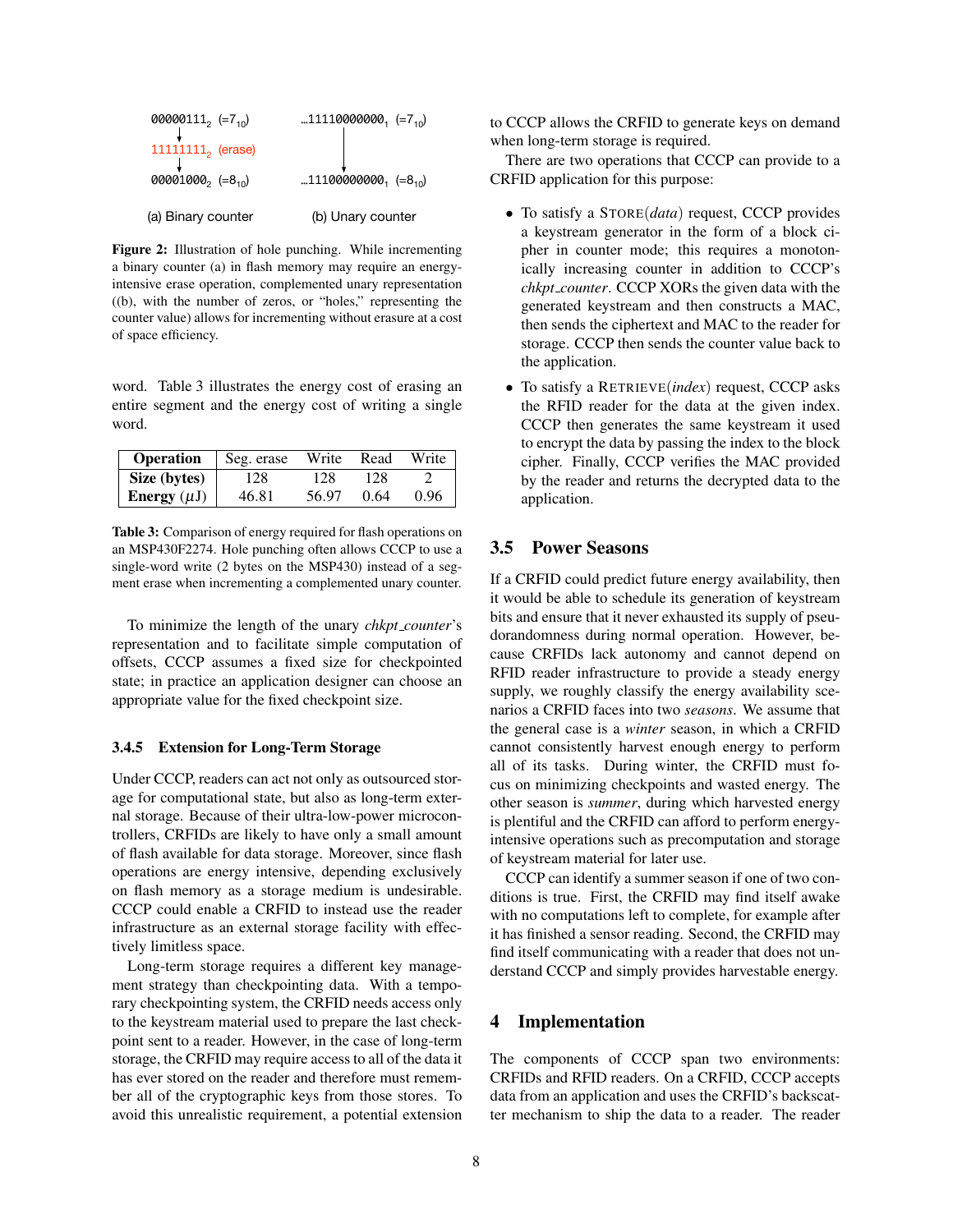| | |
|---|---|
| $00000111_2$ (=$7_{10}$) | ...$11110000000_1$ (=$7_{10}$) |
| ↓ | |
| $11111111_2$ (erase) | ↓ |
| ↓ | |
| $00001000_2$ (=$8_{10}$) | ...$11100000000_1$ (=$8_{10}$) |
| (a) Binary counter | (b) Unary counter |

**Figure 2:** Illustration of hole punching. While incrementing a binary counter (a) in flash memory may require an energy-intensive erase operation, complemented unary representation ((b), with the number of zeros, or "holes," representing the counter value) allows for incrementing without erasure at a cost of space efficiency.

word. Table 3 illustrates the energy cost of erasing an entire segment and the energy cost of writing a single word.

| **Operation** | Seg. erase | Write | Read | Write |
|---|---|---|---|---|
| **Size (bytes)** | 128 | 128 | 128 | 2 |
| **Energy** ($\mu$J) | 46.81 | 56.97 | 0.64 | 0.96 |

**Table 3:** Comparison of energy required for flash operations on an MSP430F2274. Hole punching often allows CCCP to use a single-word write (2 bytes on the MSP430) instead of a segment erase when incrementing a complemented unary counter.

To minimize the length of the unary *chkpt_counter*'s representation and to facilitate simple computation of offsets, CCCP assumes a fixed size for checkpointed state; in practice an application designer can choose an appropriate value for the fixed checkpoint size.

#### 3.4.5 Extension for Long-Term Storage

Under CCCP, readers can act not only as outsourced storage for computational state, but also as long-term external storage. Because of their ultra-low-power microcontrollers, CRFIDs are likely to have only a small amount of flash available for data storage. Moreover, since flash operations are energy intensive, depending exclusively on flash memory as a storage medium is undesirable. CCCP could enable a CRFID to instead use the reader infrastructure as an external storage facility with effectively limitless space.

Long-term storage requires a different key management strategy than checkpointing data. With a temporary checkpointing system, the CRFID needs access only to the keystream material used to prepare the last checkpoint sent to a reader. However, in the case of long-term storage, the CRFID may require access to all of the data it has ever stored on the reader and therefore must remember all of the cryptographic keys from those stores. To avoid this unrealistic requirement, a potential extension to CCCP allows the CRFID to generate keys on demand when long-term storage is required.

There are two operations that CCCP can provide to a CRFID application for this purpose:

- To satisfy a STORE(*data*) request, CCCP provides a keystream generator in the form of a block cipher in counter mode; this requires a monotonically increasing counter in addition to CCCP's *chkpt_counter*. CCCP XORs the given data with the generated keystream and then constructs a MAC, then sends the ciphertext and MAC to the reader for storage. CCCP then sends the counter value back to the application.
- To satisfy a RETRIEVE(*index*) request, CCCP asks the RFID reader for the data at the given index. CCCP then generates the same keystream it used to encrypt the data by passing the index to the block cipher. Finally, CCCP verifies the MAC provided by the reader and returns the decrypted data to the application.

### 3.5 Power Seasons

If a CRFID could predict future energy availability, then it would be able to schedule its generation of keystream bits and ensure that it never exhausted its supply of pseudorandomness during normal operation. However, because CRFIDs lack autonomy and cannot depend on RFID reader infrastructure to provide a steady energy supply, we roughly classify the energy availability scenarios a CRFID faces into two *seasons*. We assume that the general case is a *winter* season, in which a CRFID cannot consistently harvest enough energy to perform all of its tasks. During winter, the CRFID must focus on minimizing checkpoints and wasted energy. The other season is *summer*, during which harvested energy is plentiful and the CRFID can afford to perform energy-intensive operations such as precomputation and storage of keystream material for later use.

CCCP can identify a summer season if one of two conditions is true. First, the CRFID may find itself awake with no computations left to complete, for example after it has finished a sensor reading. Second, the CRFID may find itself communicating with a reader that does not understand CCCP and simply provides harvestable energy.

## 4 Implementation

The components of CCCP span two environments: CRFIDs and RFID readers. On a CRFID, CCCP accepts data from an application and uses the CRFID's backscatter mechanism to ship the data to a reader. The reader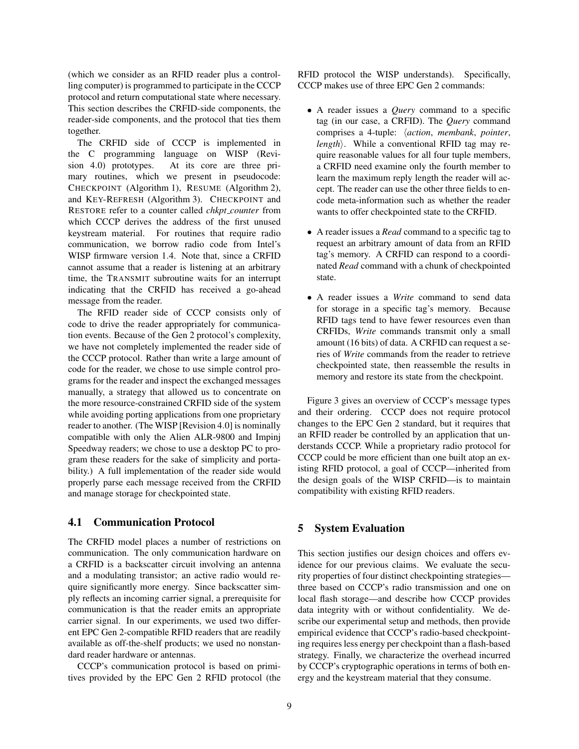(which we consider as an RFID reader plus a controlling computer) is programmed to participate in the CCCP protocol and return computational state where necessary. This section describes the CRFID-side components, the reader-side components, and the protocol that ties them together.

The CRFID side of CCCP is implemented in the C programming language on WISP (Revision 4.0) prototypes. At its core are three primary routines, which we present in pseudocode: CHECKPOINT (Algorithm 1), RESUME (Algorithm 2), and KEY-REFRESH (Algorithm 3). CHECKPOINT and RESTORE refer to a counter called *chkpt_counter* from which CCCP derives the address of the first unused keystream material. For routines that require radio communication, we borrow radio code from Intel's WISP firmware version 1.4. Note that, since a CRFID cannot assume that a reader is listening at an arbitrary time, the TRANSMIT subroutine waits for an interrupt indicating that the CRFID has received a go-ahead message from the reader.

The RFID reader side of CCCP consists only of code to drive the reader appropriately for communication events. Because of the Gen 2 protocol's complexity, we have not completely implemented the reader side of the CCCP protocol. Rather than write a large amount of code for the reader, we chose to use simple control programs for the reader and inspect the exchanged messages manually, a strategy that allowed us to concentrate on the more resource-constrained CRFID side of the system while avoiding porting applications from one proprietary reader to another. (The WISP [Revision 4.0] is nominally compatible with only the Alien ALR-9800 and Impinj Speedway readers; we chose to use a desktop PC to program these readers for the sake of simplicity and portability.) A full implementation of the reader side would properly parse each message received from the CRFID and manage storage for checkpointed state.

## 4.1 Communication Protocol

The CRFID model places a number of restrictions on communication. The only communication hardware on a CRFID is a backscatter circuit involving an antenna and a modulating transistor; an active radio would require significantly more energy. Since backscatter simply reflects an incoming carrier signal, a prerequisite for communication is that the reader emits an appropriate carrier signal. In our experiments, we used two different EPC Gen 2-compatible RFID readers that are readily available as off-the-shelf products; we used no nonstandard reader hardware or antennas.

CCCP's communication protocol is based on primitives provided by the EPC Gen 2 RFID protocol (the RFID protocol the WISP understands). Specifically, CCCP makes use of three EPC Gen 2 commands:

- A reader issues a *Query* command to a specific tag (in our case, a CRFID). The *Query* command comprises a 4-tuple: $\langle$*action*, *membank*, *pointer*, *length*$\rangle$. While a conventional RFID tag may require reasonable values for all four tuple members, a CRFID need examine only the fourth member to learn the maximum reply length the reader will accept. The reader can use the other three fields to encode meta-information such as whether the reader wants to offer checkpointed state to the CRFID.
- A reader issues a *Read* command to a specific tag to request an arbitrary amount of data from an RFID tag's memory. A CRFID can respond to a coordinated *Read* command with a chunk of checkpointed state.
- A reader issues a *Write* command to send data for storage in a specific tag's memory. Because RFID tags tend to have fewer resources even than CRFIDs, *Write* commands transmit only a small amount (16 bits) of data. A CRFID can request a series of *Write* commands from the reader to retrieve checkpointed state, then reassemble the results in memory and restore its state from the checkpoint.

Figure 3 gives an overview of CCCP's message types and their ordering. CCCP does not require protocol changes to the EPC Gen 2 standard, but it requires that an RFID reader be controlled by an application that understands CCCP. While a proprietary radio protocol for CCCP could be more efficient than one built atop an existing RFID protocol, a goal of CCCP—inherited from the design goals of the WISP CRFID—is to maintain compatibility with existing RFID readers.

# 5 System Evaluation

This section justifies our design choices and offers evidence for our previous claims. We evaluate the security properties of four distinct checkpointing strategies—three based on CCCP's radio transmission and one on local flash storage—and describe how CCCP provides data integrity with or without confidentiality. We describe our experimental setup and methods, then provide empirical evidence that CCCP's radio-based checkpointing requires less energy per checkpoint than a flash-based strategy. Finally, we characterize the overhead incurred by CCCP's cryptographic operations in terms of both energy and the keystream material that they consume.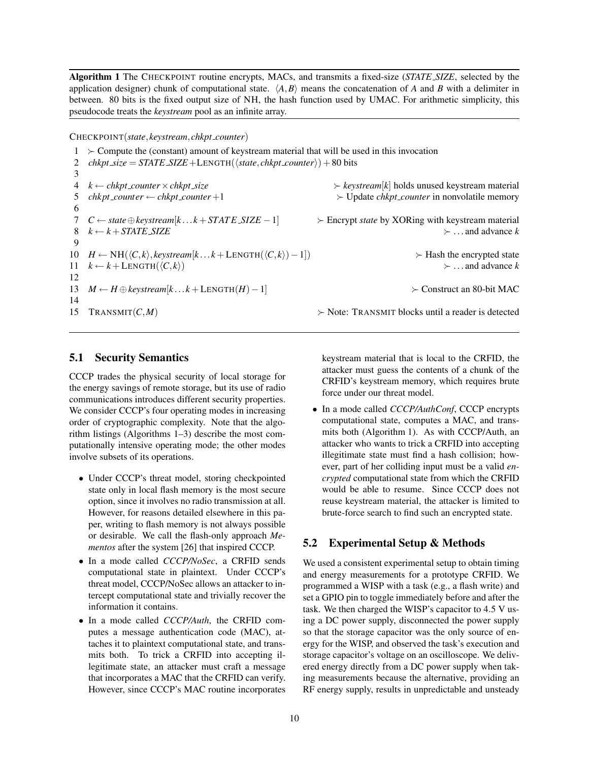**Algorithm 1** The CHECKPOINT routine encrypts, MACs, and transmits a fixed-size (*STATE_SIZE*, selected by the application designer) chunk of computational state. $\langle A, B\rangle$ means the concatenation of *A* and *B* with a delimiter in between. 80 bits is the fixed output size of NH, the hash function used by UMAC. For arithmetic simplicity, this pseudocode treats the *keystream* pool as an infinite array.

```
CHECKPOINT(state, keystream, chkpt_counter)
 1  ▷ Compute the (constant) amount of keystream material that will be used in this invocation
 2  chkpt_size = STATE_SIZE + LENGTH(⟨state, chkpt_counter⟩) + 80 bits
 3
 4  k ← chkpt_counter × chkpt_size                          ▷ keystream[k] holds unused keystream material
 5  chkpt_counter ← chkpt_counter + 1                       ▷ Update chkpt_counter in nonvolatile memory
 6
 7  C ← state ⊕ keystream[k ... k + STATE_SIZE − 1]         ▷ Encrypt state by XORing with keystream material
 8  k ← k + STATE_SIZE                                      ▷ ... and advance k
 9
10  H ← NH(⟨C, k⟩, keystream[k ... k + LENGTH(⟨C, k⟩) − 1]) ▷ Hash the encrypted state
11  k ← k + LENGTH(⟨C, k⟩)                                  ▷ ... and advance k
12
13  M ← H ⊕ keystream[k ... k + LENGTH(H) − 1]              ▷ Construct an 80-bit MAC
14
15  TRANSMIT(C, M)                                          ▷ Note: TRANSMIT blocks until a reader is detected
```

### 5.1 Security Semantics

CCCP trades the physical security of local storage for the energy savings of remote storage, but its use of radio communications introduces different security properties. We consider CCCP's four operating modes in increasing order of cryptographic complexity. Note that the algorithm listings (Algorithms 1–3) describe the most computationally intensive operating mode; the other modes involve subsets of its operations.

- Under CCCP's threat model, storing checkpointed state only in local flash memory is the most secure option, since it involves no radio transmission at all. However, for reasons detailed elsewhere in this paper, writing to flash memory is not always possible or desirable. We call the flash-only approach *Mementos* after the system [26] that inspired CCCP.
- In a mode called *CCCP/NoSec*, a CRFID sends computational state in plaintext. Under CCCP's threat model, CCCP/NoSec allows an attacker to intercept computational state and trivially recover the information it contains.
- In a mode called *CCCP/Auth*, the CRFID computes a message authentication code (MAC), attaches it to plaintext computational state, and transmits both. To trick a CRFID into accepting illegitimate state, an attacker must craft a message that incorporates a MAC that the CRFID can verify. However, since CCCP's MAC routine incorporates keystream material that is local to the CRFID, the attacker must guess the contents of a chunk of the CRFID's keystream memory, which requires brute force under our threat model.
- In a mode called *CCCP/AuthConf*, CCCP encrypts computational state, computes a MAC, and transmits both (Algorithm 1). As with CCCP/Auth, an attacker who wants to trick a CRFID into accepting illegitimate state must find a hash collision; however, part of her colliding input must be a valid *encrypted* computational state from which the CRFID would be able to resume. Since CCCP does not reuse keystream material, the attacker is limited to brute-force search to find such an encrypted state.

### 5.2 Experimental Setup & Methods

We used a consistent experimental setup to obtain timing and energy measurements for a prototype CRFID. We programmed a WISP with a task (e.g., a flash write) and set a GPIO pin to toggle immediately before and after the task. We then charged the WISP's capacitor to 4.5 V using a DC power supply, disconnected the power supply so that the storage capacitor was the only source of energy for the WISP, and observed the task's execution and storage capacitor's voltage on an oscilloscope. We delivered energy directly from a DC power supply when taking measurements because the alternative, providing an RF energy supply, results in unpredictable and unsteady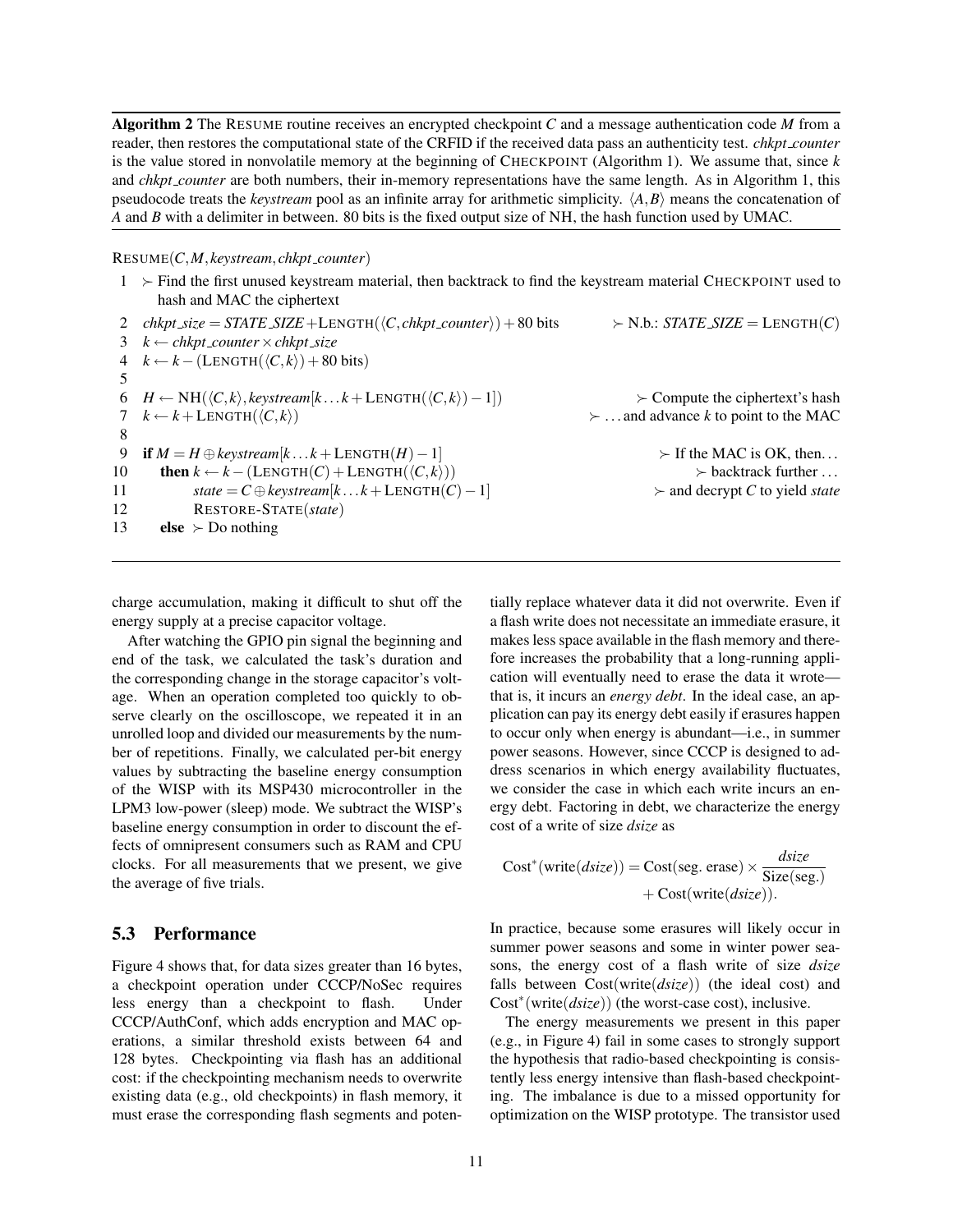**Algorithm 2** The RESUME routine receives an encrypted checkpoint $C$ and a message authentication code $M$ from a reader, then restores the computational state of the CRFID if the received data pass an authenticity test. *chkpt_counter* is the value stored in nonvolatile memory at the beginning of CHECKPOINT (Algorithm 1). We assume that, since $k$ and *chkpt_counter* are both numbers, their in-memory representations have the same length. As in Algorithm 1, this pseudocode treats the *keystream* pool as an infinite array for arithmetic simplicity. $\langle A, B\rangle$ means the concatenation of $A$ and $B$ with a delimiter in between. 80 bits is the fixed output size of NH, the hash function used by UMAC.

```
RESUME(C, M, keystream, chkpt_counter)
 1  ≻ Find the first unused keystream material, then backtrack to find the keystream material CHECKPOINT used to
      hash and MAC the ciphertext
 2  chkpt_size = STATE_SIZE + LENGTH(⟨C, chkpt_counter⟩) + 80 bits      ≻ N.b.: STATE_SIZE = LENGTH(C)
 3  k ← chkpt_counter × chkpt_size
 4  k ← k − (LENGTH(⟨C, k⟩) + 80 bits)
 5
 6  H ← NH(⟨C, k⟩, keystream[k ... k + LENGTH(⟨C, k⟩) − 1])              ≻ Compute the ciphertext's hash
 7  k ← k + LENGTH(⟨C, k⟩)                                               ≻ ...and advance k to point to the MAC
 8
 9  if M = H ⊕ keystream[k ... k + LENGTH(H) − 1]                        ≻ If the MAC is OK, then...
10     then k ← k − (LENGTH(C) + LENGTH(⟨C, k⟩))                         ≻ backtrack further ...
11          state = C ⊕ keystream[k ... k + LENGTH(C) − 1]               ≻ and decrypt C to yield state
12          RESTORE-STATE(state)
13     else ≻ Do nothing
```

charge accumulation, making it difficult to shut off the energy supply at a precise capacitor voltage.

After watching the GPIO pin signal the beginning and end of the task, we calculated the task's duration and the corresponding change in the storage capacitor's voltage. When an operation completed too quickly to observe clearly on the oscilloscope, we repeated it in an unrolled loop and divided our measurements by the number of repetitions. Finally, we calculated per-bit energy values by subtracting the baseline energy consumption of the WISP with its MSP430 microcontroller in the LPM3 low-power (sleep) mode. We subtract the WISP's baseline energy consumption in order to discount the effects of omnipresent consumers such as RAM and CPU clocks. For all measurements that we present, we give the average of five trials.

## 5.3 Performance

Figure 4 shows that, for data sizes greater than 16 bytes, a checkpoint operation under CCCP/NoSec requires less energy than a checkpoint to flash. Under CCCP/AuthConf, which adds encryption and MAC operations, a similar threshold exists between 64 and 128 bytes. Checkpointing via flash has an additional cost: if the checkpointing mechanism needs to overwrite existing data (e.g., old checkpoints) in flash memory, it must erase the corresponding flash segments and potentially replace whatever data it did not overwrite. Even if a flash write does not necessitate an immediate erasure, it makes less space available in the flash memory and therefore increases the probability that a long-running application will eventually need to erase the data it wrote—that is, it incurs an *energy debt*. In the ideal case, an application can pay its energy debt easily if erasures happen to occur only when energy is abundant—i.e., in summer power seasons. However, since CCCP is designed to address scenarios in which energy availability fluctuates, we consider the case in which each write incurs an energy debt. Factoring in debt, we characterize the energy cost of a write of size *dsize* as

$$\mathrm{Cost}^*(\mathrm{write}(dsize)) = \mathrm{Cost}(\text{seg. erase}) \times \frac{dsize}{\mathrm{Size(seg.)}} + \mathrm{Cost}(\mathrm{write}(dsize)).$$

In practice, because some erasures will likely occur in summer power seasons and some in winter power seasons, the energy cost of a flash write of size *dsize* falls between $\mathrm{Cost}(\mathrm{write}(dsize))$ (the ideal cost) and $\mathrm{Cost}^*(\mathrm{write}(dsize))$ (the worst-case cost), inclusive.

The energy measurements we present in this paper (e.g., in Figure 4) fail in some cases to strongly support the hypothesis that radio-based checkpointing is consistently less energy intensive than flash-based checkpointing. The imbalance is due to a missed opportunity for optimization on the WISP prototype. The transistor used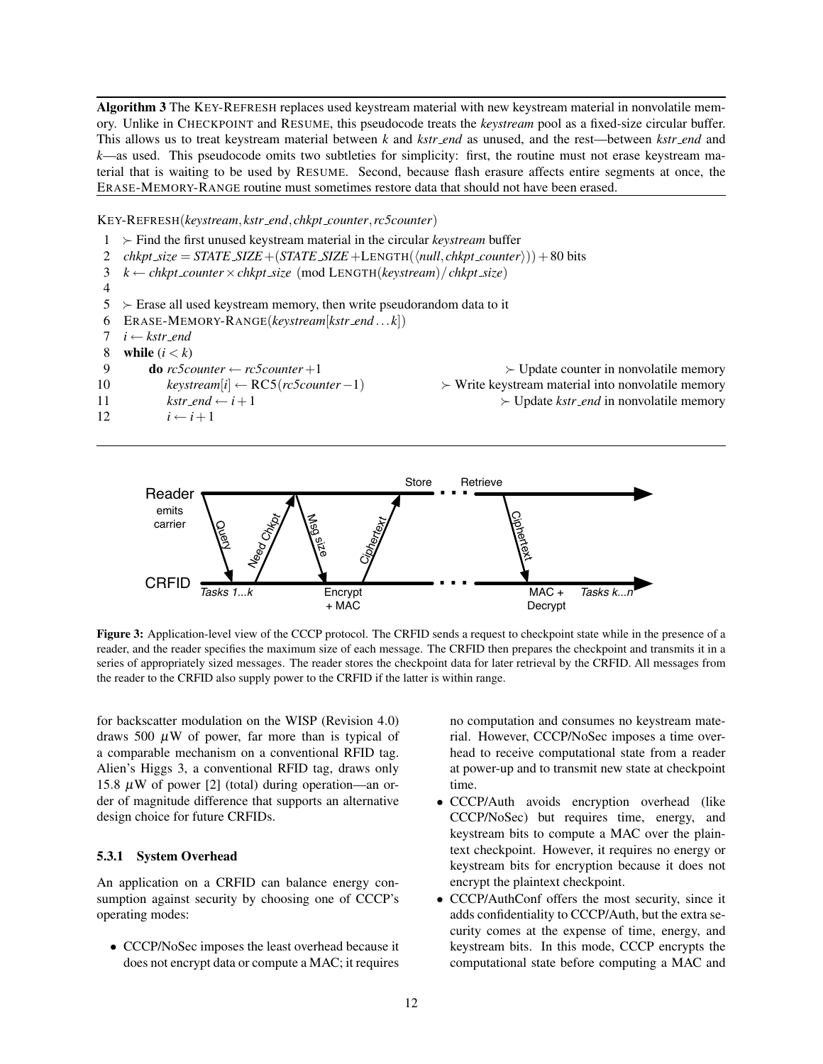**Algorithm 3** The KEY-REFRESH replaces used keystream material with new keystream material in nonvolatile memory. Unlike in CHECKPOINT and RESUME, this pseudocode treats the *keystream* pool as a fixed-size circular buffer. This allows us to treat keystream material between *k* and *kstr_end* as unused, and the rest—between *kstr_end* and *k*—as used. This pseudocode omits two subtleties for simplicity: first, the routine must not erase keystream material that is waiting to be used by RESUME. Second, because flash erasure affects entire segments at once, the ERASE-MEMORY-RANGE routine must sometimes restore data that should not have been erased.

```
KEY-REFRESH(keystream, kstr_end, chkpt_counter, rc5counter)
 1  ▷ Find the first unused keystream material in the circular keystream buffer
 2  chkpt_size = STATE_SIZE + (STATE_SIZE + LENGTH(⟨null, chkpt_counter⟩)) + 80 bits
 3  k ← chkpt_counter × chkpt_size  (mod LENGTH(keystream)/chkpt_size)
 4
 5  ▷ Erase all used keystream memory, then write pseudorandom data to it
 6  ERASE-MEMORY-RANGE(keystream[kstr_end ... k])
 7  i ← kstr_end
 8  while (i < k)
 9      do rc5counter ← rc5counter + 1                 ▷ Update counter in nonvolatile memory
10         keystream[i] ← RC5(rc5counter − 1)         ▷ Write keystream material into nonvolatile memory
11         kstr_end ← i + 1                            ▷ Update kstr_end in nonvolatile memory
12         i ← i + 1
```

**Figure 3:** Application-level view of the CCCP protocol. The CRFID sends a request to checkpoint state while in the presence of a reader, and the reader specifies the maximum size of each message. The CRFID then prepares the checkpoint and transmits it in a series of appropriately sized messages. The reader stores the checkpoint data for later retrieval by the CRFID. All messages from the reader to the CRFID also supply power to the CRFID if the latter is within range.

for backscatter modulation on the WISP (Revision 4.0) draws 500 $\mu$W of power, far more than is typical of a comparable mechanism on a conventional RFID tag. Alien's Higgs 3, a conventional RFID tag, draws only 15.8 $\mu$W of power [2] (total) during operation—an order of magnitude difference that supports an alternative design choice for future CRFIDs.

#### 5.3.1 System Overhead

An application on a CRFID can balance energy consumption against security by choosing one of CCCP's operating modes:

- CCCP/NoSec imposes the least overhead because it does not encrypt data or compute a MAC; it requires no computation and consumes no keystream material. However, CCCP/NoSec imposes a time overhead to receive computational state from a reader at power-up and to transmit new state at checkpoint time.
- CCCP/Auth avoids encryption overhead (like CCCP/NoSec) but requires time, energy, and keystream bits to compute a MAC over the plaintext checkpoint. However, it requires no energy or keystream bits for encryption because it does not encrypt the plaintext checkpoint.
- CCCP/AuthConf offers the most security, since it adds confidentiality to CCCP/Auth, but the extra security comes at the expense of time, energy, and keystream bits. In this mode, CCCP encrypts the computational state before computing a MAC and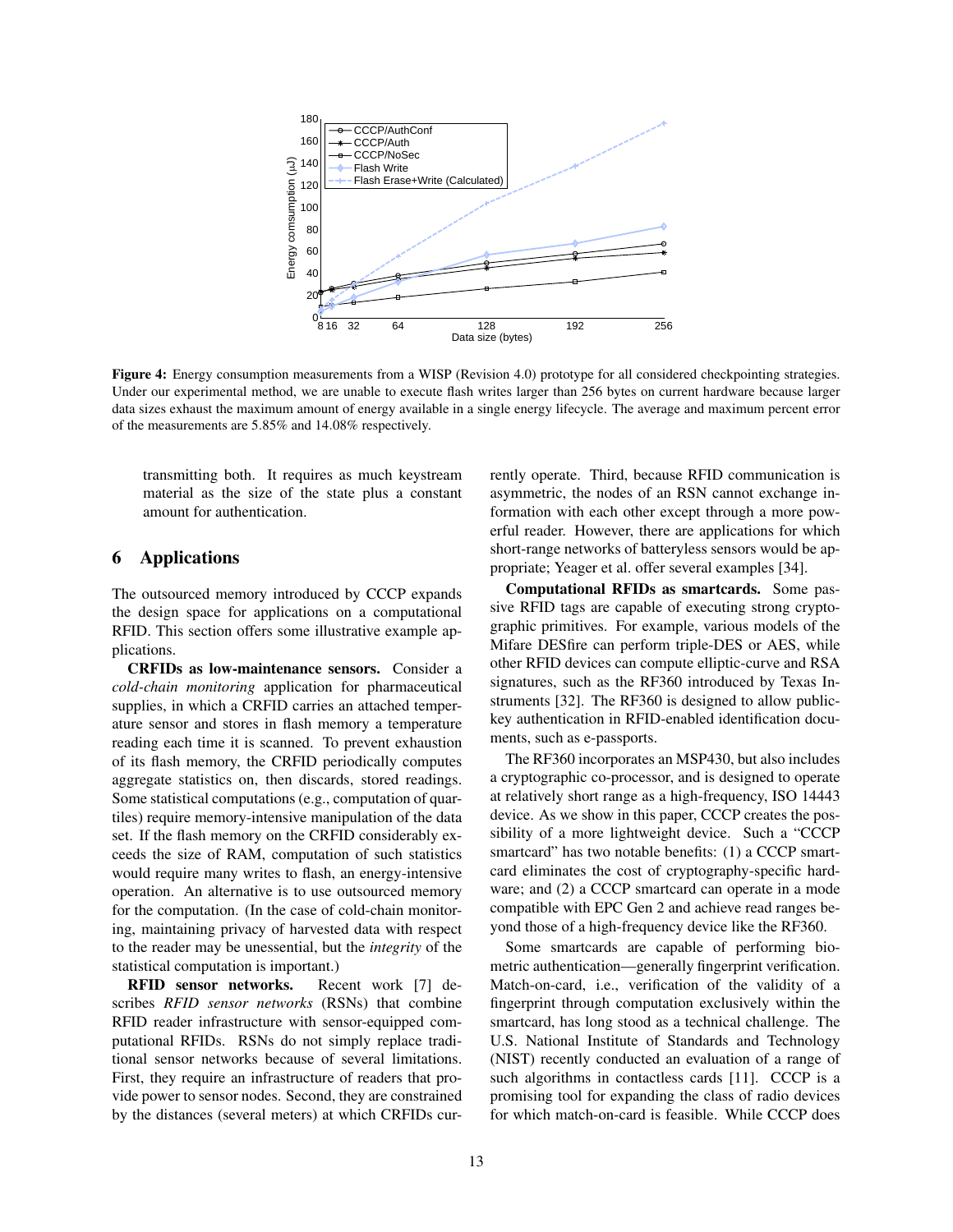Figure 4: Energy consumption measurements from a WISP (Revision 4.0) prototype for all considered checkpointing strategies. Under our experimental method, we are unable to execute flash writes larger than 256 bytes on current hardware because larger data sizes exhaust the maximum amount of energy available in a single energy lifecycle. The average and maximum percent error of the measurements are 5.85% and 14.08% respectively.

transmitting both. It requires as much keystream material as the size of the state plus a constant amount for authentication.

## 6 Applications

The outsourced memory introduced by CCCP expands the design space for applications on a computational RFID. This section offers some illustrative example applications.

**CRFIDs as low-maintenance sensors.** Consider a *cold-chain monitoring* application for pharmaceutical supplies, in which a CRFID carries an attached temperature sensor and stores in flash memory a temperature reading each time it is scanned. To prevent exhaustion of its flash memory, the CRFID periodically computes aggregate statistics on, then discards, stored readings. Some statistical computations (e.g., computation of quartiles) require memory-intensive manipulation of the data set. If the flash memory on the CRFID considerably exceeds the size of RAM, computation of such statistics would require many writes to flash, an energy-intensive operation. An alternative is to use outsourced memory for the computation. (In the case of cold-chain monitoring, maintaining privacy of harvested data with respect to the reader may be unessential, but the *integrity* of the statistical computation is important.)

**RFID sensor networks.** Recent work [7] describes *RFID sensor networks* (RSNs) that combine RFID reader infrastructure with sensor-equipped computational RFIDs. RSNs do not simply replace traditional sensor networks because of several limitations. First, they require an infrastructure of readers that provide power to sensor nodes. Second, they are constrained by the distances (several meters) at which CRFIDs currently operate. Third, because RFID communication is asymmetric, the nodes of an RSN cannot exchange information with each other except through a more powerful reader. However, there are applications for which short-range networks of batteryless sensors would be appropriate; Yeager et al. offer several examples [34].

**Computational RFIDs as smartcards.** Some passive RFID tags are capable of executing strong cryptographic primitives. For example, various models of the Mifare DESfire can perform triple-DES or AES, while other RFID devices can compute elliptic-curve and RSA signatures, such as the RF360 introduced by Texas Instruments [32]. The RF360 is designed to allow public-key authentication in RFID-enabled identification documents, such as e-passports.

The RF360 incorporates an MSP430, but also includes a cryptographic co-processor, and is designed to operate at relatively short range as a high-frequency, ISO 14443 device. As we show in this paper, CCCP creates the possibility of a more lightweight device. Such a "CCCP smartcard" has two notable benefits: (1) a CCCP smartcard eliminates the cost of cryptography-specific hardware; and (2) a CCCP smartcard can operate in a mode compatible with EPC Gen 2 and achieve read ranges beyond those of a high-frequency device like the RF360.

Some smartcards are capable of performing biometric authentication—generally fingerprint verification. Match-on-card, i.e., verification of the validity of a fingerprint through computation exclusively within the smartcard, has long stood as a technical challenge. The U.S. National Institute of Standards and Technology (NIST) recently conducted an evaluation of a range of such algorithms in contactless cards [11]. CCCP is a promising tool for expanding the class of radio devices for which match-on-card is feasible. While CCCP does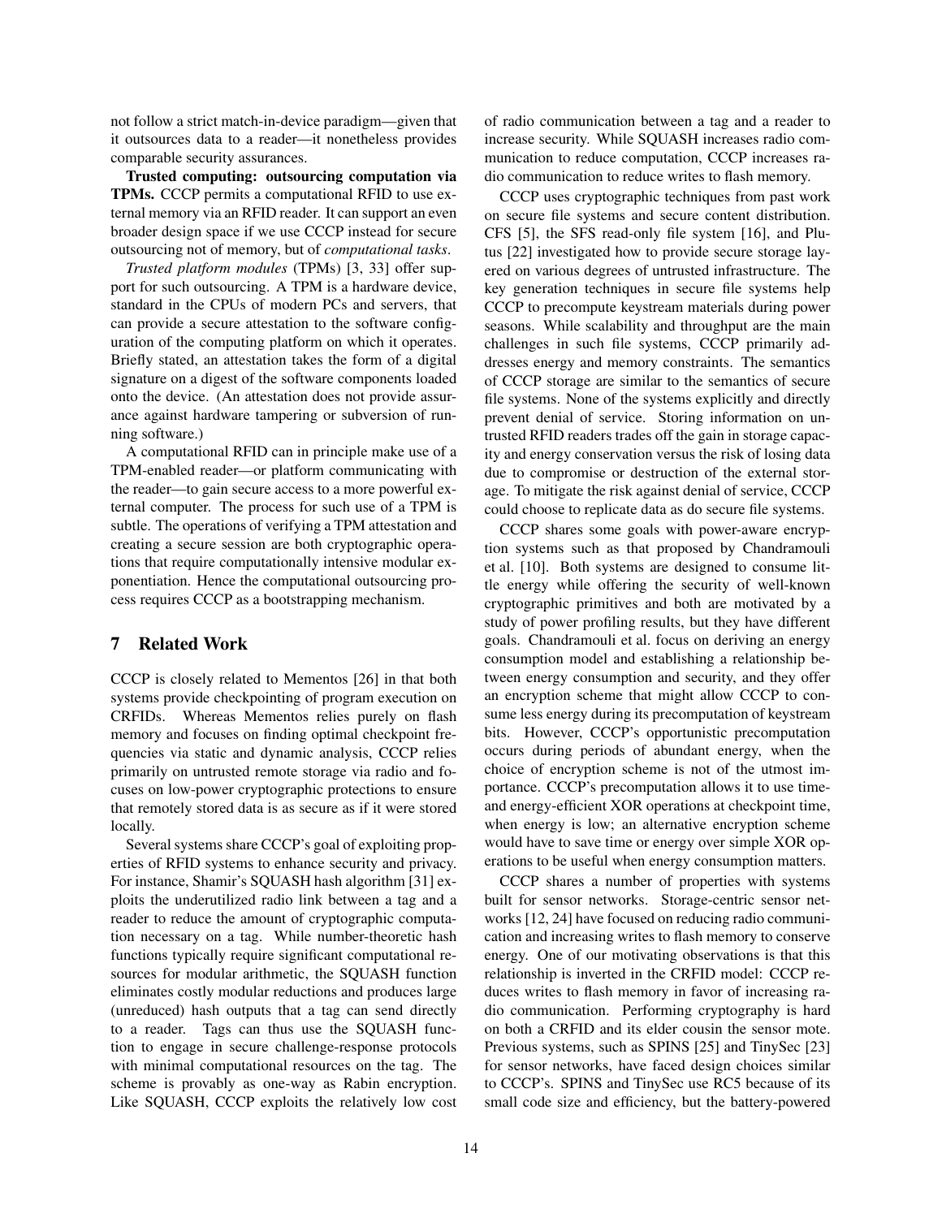not follow a strict match-in-device paradigm—given that it outsources data to a reader—it nonetheless provides comparable security assurances.

**Trusted computing: outsourcing computation via TPMs.** CCCP permits a computational RFID to use external memory via an RFID reader. It can support an even broader design space if we use CCCP instead for secure outsourcing not of memory, but of *computational tasks*.

*Trusted platform modules* (TPMs) [3, 33] offer support for such outsourcing. A TPM is a hardware device, standard in the CPUs of modern PCs and servers, that can provide a secure attestation to the software configuration of the computing platform on which it operates. Briefly stated, an attestation takes the form of a digital signature on a digest of the software components loaded onto the device. (An attestation does not provide assurance against hardware tampering or subversion of running software.)

A computational RFID can in principle make use of a TPM-enabled reader—or platform communicating with the reader—to gain secure access to a more powerful external computer. The process for such use of a TPM is subtle. The operations of verifying a TPM attestation and creating a secure session are both cryptographic operations that require computationally intensive modular exponentiation. Hence the computational outsourcing process requires CCCP as a bootstrapping mechanism.

## 7 Related Work

CCCP is closely related to Mementos [26] in that both systems provide checkpointing of program execution on CRFIDs. Whereas Mementos relies purely on flash memory and focuses on finding optimal checkpoint frequencies via static and dynamic analysis, CCCP relies primarily on untrusted remote storage via radio and focuses on low-power cryptographic protections to ensure that remotely stored data is as secure as if it were stored locally.

Several systems share CCCP's goal of exploiting properties of RFID systems to enhance security and privacy. For instance, Shamir's SQUASH hash algorithm [31] exploits the underutilized radio link between a tag and a reader to reduce the amount of cryptographic computation necessary on a tag. While number-theoretic hash functions typically require significant computational resources for modular arithmetic, the SQUASH function eliminates costly modular reductions and produces large (unreduced) hash outputs that a tag can send directly to a reader. Tags can thus use the SQUASH function to engage in secure challenge-response protocols with minimal computational resources on the tag. The scheme is provably as one-way as Rabin encryption. Like SQUASH, CCCP exploits the relatively low cost of radio communication between a tag and a reader to increase security. While SQUASH increases radio communication to reduce computation, CCCP increases radio communication to reduce writes to flash memory.

CCCP uses cryptographic techniques from past work on secure file systems and secure content distribution. CFS [5], the SFS read-only file system [16], and Plutus [22] investigated how to provide secure storage layered on various degrees of untrusted infrastructure. The key generation techniques in secure file systems help CCCP to precompute keystream materials during power seasons. While scalability and throughput are the main challenges in such file systems, CCCP primarily addresses energy and memory constraints. The semantics of CCCP storage are similar to the semantics of secure file systems. None of the systems explicitly and directly prevent denial of service. Storing information on untrusted RFID readers trades off the gain in storage capacity and energy conservation versus the risk of losing data due to compromise or destruction of the external storage. To mitigate the risk against denial of service, CCCP could choose to replicate data as do secure file systems.

CCCP shares some goals with power-aware encryption systems such as that proposed by Chandramouli et al. [10]. Both systems are designed to consume little energy while offering the security of well-known cryptographic primitives and both are motivated by a study of power profiling results, but they have different goals. Chandramouli et al. focus on deriving an energy consumption model and establishing a relationship between energy consumption and security, and they offer an encryption scheme that might allow CCCP to consume less energy during its precomputation of keystream bits. However, CCCP's opportunistic precomputation occurs during periods of abundant energy, when the choice of encryption scheme is not of the utmost importance. CCCP's precomputation allows it to use time- and energy-efficient XOR operations at checkpoint time, when energy is low; an alternative encryption scheme would have to save time or energy over simple XOR operations to be useful when energy consumption matters.

CCCP shares a number of properties with systems built for sensor networks. Storage-centric sensor networks [12, 24] have focused on reducing radio communication and increasing writes to flash memory to conserve energy. One of our motivating observations is that this relationship is inverted in the CRFID model: CCCP reduces writes to flash memory in favor of increasing radio communication. Performing cryptography is hard on both a CRFID and its elder cousin the sensor mote. Previous systems, such as SPINS [25] and TinySec [23] for sensor networks, have faced design choices similar to CCCP's. SPINS and TinySec use RC5 because of its small code size and efficiency, but the battery-powered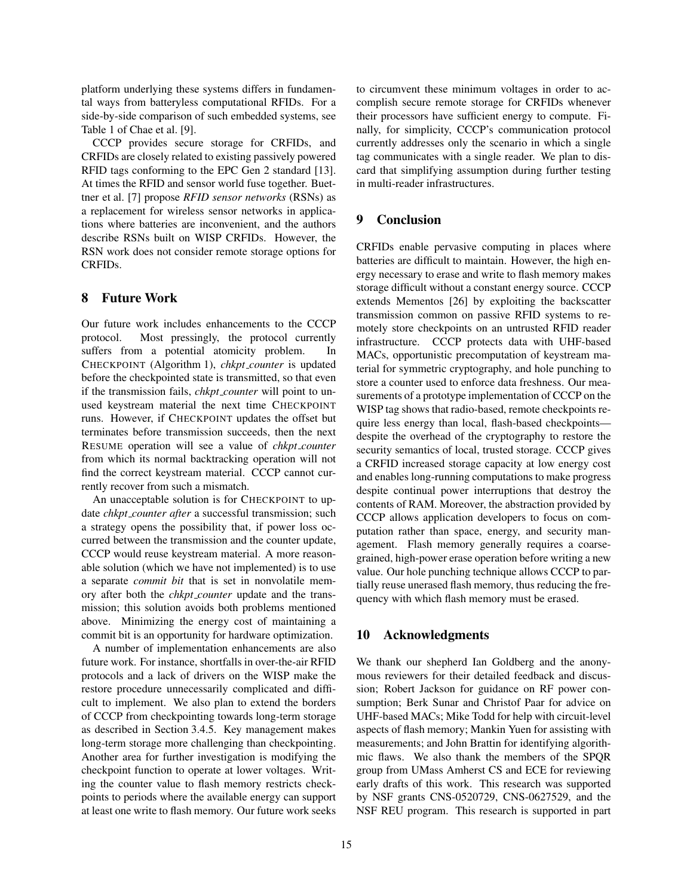platform underlying these systems differs in fundamental ways from batteryless computational RFIDs. For a side-by-side comparison of such embedded systems, see Table 1 of Chae et al. [9].

CCCP provides secure storage for CRFIDs, and CRFIDs are closely related to existing passively powered RFID tags conforming to the EPC Gen 2 standard [13]. At times the RFID and sensor world fuse together. Buettner et al. [7] propose *RFID sensor networks* (RSNs) as a replacement for wireless sensor networks in applications where batteries are inconvenient, and the authors describe RSNs built on WISP CRFIDs. However, the RSN work does not consider remote storage options for CRFIDs.

## 8 Future Work

Our future work includes enhancements to the CCCP protocol. Most pressingly, the protocol currently suffers from a potential atomicity problem. In CHECKPOINT (Algorithm 1), *chkpt_counter* is updated before the checkpointed state is transmitted, so that even if the transmission fails, *chkpt_counter* will point to unused keystream material the next time CHECKPOINT runs. However, if CHECKPOINT updates the offset but terminates before transmission succeeds, then the next RESUME operation will see a value of *chkpt_counter* from which its normal backtracking operation will not find the correct keystream material. CCCP cannot currently recover from such a mismatch.

An unacceptable solution is for CHECKPOINT to update *chkpt_counter after* a successful transmission; such a strategy opens the possibility that, if power loss occurred between the transmission and the counter update, CCCP would reuse keystream material. A more reasonable solution (which we have not implemented) is to use a separate *commit bit* that is set in nonvolatile memory after both the *chkpt_counter* update and the transmission; this solution avoids both problems mentioned above. Minimizing the energy cost of maintaining a commit bit is an opportunity for hardware optimization.

A number of implementation enhancements are also future work. For instance, shortfalls in over-the-air RFID protocols and a lack of drivers on the WISP make the restore procedure unnecessarily complicated and difficult to implement. We also plan to extend the borders of CCCP from checkpointing towards long-term storage as described in Section 3.4.5. Key management makes long-term storage more challenging than checkpointing. Another area for further investigation is modifying the checkpoint function to operate at lower voltages. Writing the counter value to flash memory restricts checkpoints to periods where the available energy can support at least one write to flash memory. Our future work seeks to circumvent these minimum voltages in order to accomplish secure remote storage for CRFIDs whenever their processors have sufficient energy to compute. Finally, for simplicity, CCCP's communication protocol currently addresses only the scenario in which a single tag communicates with a single reader. We plan to discard that simplifying assumption during further testing in multi-reader infrastructures.

## 9 Conclusion

CRFIDs enable pervasive computing in places where batteries are difficult to maintain. However, the high energy necessary to erase and write to flash memory makes storage difficult without a constant energy source. CCCP extends Mementos [26] by exploiting the backscatter transmission common on passive RFID systems to remotely store checkpoints on an untrusted RFID reader infrastructure. CCCP protects data with UHF-based MACs, opportunistic precomputation of keystream material for symmetric cryptography, and hole punching to store a counter used to enforce data freshness. Our measurements of a prototype implementation of CCCP on the WISP tag shows that radio-based, remote checkpoints require less energy than local, flash-based checkpoints—despite the overhead of the cryptography to restore the security semantics of local, trusted storage. CCCP gives a CRFID increased storage capacity at low energy cost and enables long-running computations to make progress despite continual power interruptions that destroy the contents of RAM. Moreover, the abstraction provided by CCCP allows application developers to focus on computation rather than space, energy, and security management. Flash memory generally requires a coarse-grained, high-power erase operation before writing a new value. Our hole punching technique allows CCCP to partially reuse unerased flash memory, thus reducing the frequency with which flash memory must be erased.

## 10 Acknowledgments

We thank our shepherd Ian Goldberg and the anonymous reviewers for their detailed feedback and discussion; Robert Jackson for guidance on RF power consumption; Berk Sunar and Christof Paar for advice on UHF-based MACs; Mike Todd for help with circuit-level aspects of flash memory; Mankin Yuen for assisting with measurements; and John Brattin for identifying algorithmic flaws. We also thank the members of the SPQR group from UMass Amherst CS and ECE for reviewing early drafts of this work. This research was supported by NSF grants CNS-0520729, CNS-0627529, and the NSF REU program. This research is supported in part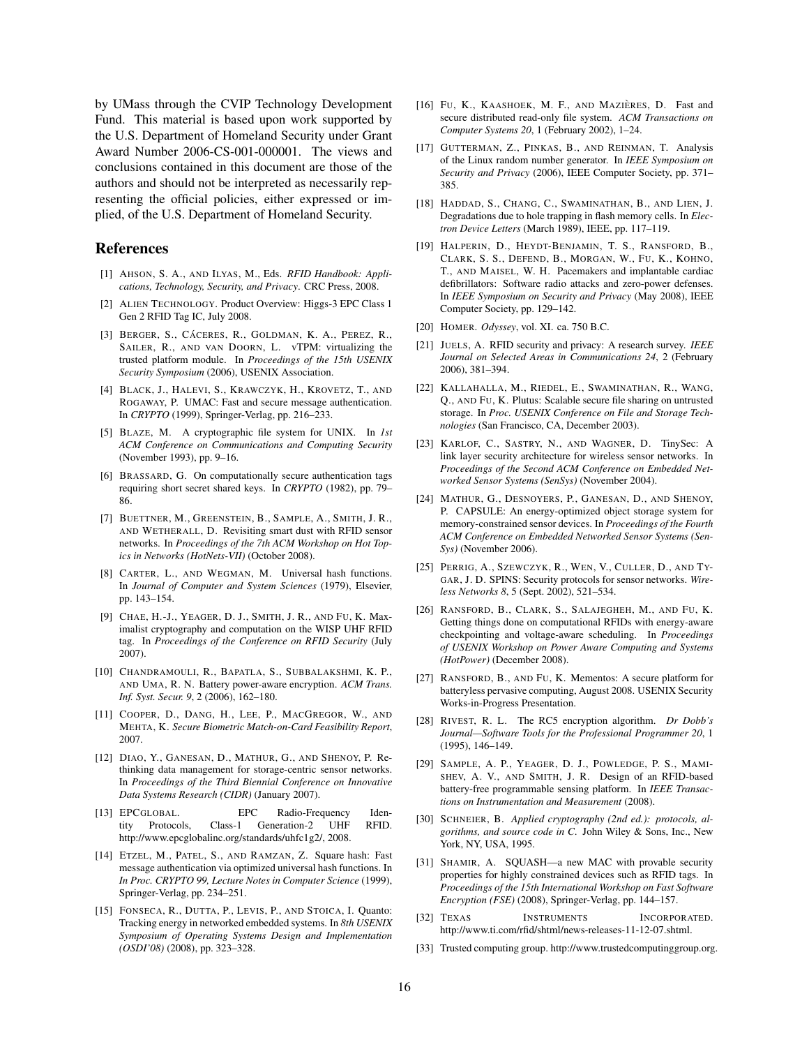by UMass through the CVIP Technology Development Fund. This material is based upon work supported by the U.S. Department of Homeland Security under Grant Award Number 2006-CS-001-000001. The views and conclusions contained in this document are those of the authors and should not be interpreted as necessarily representing the official policies, either expressed or implied, of the U.S. Department of Homeland Security.

## References

[1] AHSON, S. A., AND ILYAS, M., Eds. *RFID Handbook: Applications, Technology, Security, and Privacy*. CRC Press, 2008.

[2] ALIEN TECHNOLOGY. Product Overview: Higgs-3 EPC Class 1 Gen 2 RFID Tag IC, July 2008.

[3] BERGER, S., CÁCERES, R., GOLDMAN, K. A., PEREZ, R., SAILER, R., AND VAN DOORN, L. vTPM: virtualizing the trusted platform module. In *Proceedings of the 15th USENIX Security Symposium* (2006), USENIX Association.

[4] BLACK, J., HALEVI, S., KRAWCZYK, H., KROVETZ, T., AND ROGAWAY, P. UMAC: Fast and secure message authentication. In *CRYPTO* (1999), Springer-Verlag, pp. 216–233.

[5] BLAZE, M. A cryptographic file system for UNIX. In *1st ACM Conference on Communications and Computing Security* (November 1993), pp. 9–16.

[6] BRASSARD, G. On computationally secure authentication tags requiring short secret shared keys. In *CRYPTO* (1982), pp. 79–86.

[7] BUETTNER, M., GREENSTEIN, B., SAMPLE, A., SMITH, J. R., AND WETHERALL, D. Revisiting smart dust with RFID sensor networks. In *Proceedings of the 7th ACM Workshop on Hot Topics in Networks (HotNets-VII)* (October 2008).

[8] CARTER, L., AND WEGMAN, M. Universal hash functions. In *Journal of Computer and System Sciences* (1979), Elsevier, pp. 143–154.

[9] CHAE, H.-J., YEAGER, D. J., SMITH, J. R., AND FU, K. Maximalist cryptography and computation on the WISP UHF RFID tag. In *Proceedings of the Conference on RFID Security* (July 2007).

[10] CHANDRAMOULI, R., BAPATLA, S., SUBBALAKSHMI, K. P., AND UMA, R. N. Battery power-aware encryption. *ACM Trans. Inf. Syst. Secur. 9*, 2 (2006), 162–180.

[11] COOPER, D., DANG, H., LEE, P., MACGREGOR, W., AND MEHTA, K. *Secure Biometric Match-on-Card Feasibility Report*, 2007.

[12] DIAO, Y., GANESAN, D., MATHUR, G., AND SHENOY, P. Rethinking data management for storage-centric sensor networks. In *Proceedings of the Third Biennial Conference on Innovative Data Systems Research (CIDR)* (January 2007).

[13] EPCGLOBAL. EPC Radio-Frequency Identity Protocols, Class-1 Generation-2 UHF RFID. http://www.epcglobalinc.org/standards/uhfc1g2/, 2008.

[14] ETZEL, M., PATEL, S., AND RAMZAN, Z. Square hash: Fast message authentication via optimized universal hash functions. In *In Proc. CRYPTO 99, Lecture Notes in Computer Science* (1999), Springer-Verlag, pp. 234–251.

[15] FONSECA, R., DUTTA, P., LEVIS, P., AND STOICA, I. Quanto: Tracking energy in networked embedded systems. In *8th USENIX Symposium of Operating Systems Design and Implementation (OSDI'08)* (2008), pp. 323–328.

[16] FU, K., KAASHOEK, M. F., AND MAZIÈRES, D. Fast and secure distributed read-only file system. *ACM Transactions on Computer Systems 20*, 1 (February 2002), 1–24.

[17] GUTTERMAN, Z., PINKAS, B., AND REINMAN, T. Analysis of the Linux random number generator. In *IEEE Symposium on Security and Privacy* (2006), IEEE Computer Society, pp. 371–385.

[18] HADDAD, S., CHANG, C., SWAMINATHAN, B., AND LIEN, J. Degradations due to hole trapping in flash memory cells. In *Electron Device Letters* (March 1989), IEEE, pp. 117–119.

[19] HALPERIN, D., HEYDT-BENJAMIN, T. S., RANSFORD, B., CLARK, S. S., DEFEND, B., MORGAN, W., FU, K., KOHNO, T., AND MAISEL, W. H. Pacemakers and implantable cardiac defibrillators: Software radio attacks and zero-power defenses. In *IEEE Symposium on Security and Privacy* (May 2008), IEEE Computer Society, pp. 129–142.

[20] HOMER. *Odyssey*, vol. XI. ca. 750 B.C.

[21] JUELS, A. RFID security and privacy: A research survey. *IEEE Journal on Selected Areas in Communications 24*, 2 (February 2006), 381–394.

[22] KALLAHALLA, M., RIEDEL, E., SWAMINATHAN, R., WANG, Q., AND FU, K. Plutus: Scalable secure file sharing on untrusted storage. In *Proc. USENIX Conference on File and Storage Technologies* (San Francisco, CA, December 2003).

[23] KARLOF, C., SASTRY, N., AND WAGNER, D. TinySec: A link layer security architecture for wireless sensor networks. In *Proceedings of the Second ACM Conference on Embedded Networked Sensor Systems (SenSys)* (November 2004).

[24] MATHUR, G., DESNOYERS, P., GANESAN, D., AND SHENOY, P. CAPSULE: An energy-optimized object storage system for memory-constrained sensor devices. In *Proceedings of the Fourth ACM Conference on Embedded Networked Sensor Systems (SenSys)* (November 2006).

[25] PERRIG, A., SZEWCZYK, R., WEN, V., CULLER, D., AND TYGAR, J. D. SPINS: Security protocols for sensor networks. *Wireless Networks 8*, 5 (Sept. 2002), 521–534.

[26] RANSFORD, B., CLARK, S., SALAJEGHEH, M., AND FU, K. Getting things done on computational RFIDs with energy-aware checkpointing and voltage-aware scheduling. In *Proceedings of USENIX Workshop on Power Aware Computing and Systems (HotPower)* (December 2008).

[27] RANSFORD, B., AND FU, K. Mementos: A secure platform for batteryless pervasive computing, August 2008. USENIX Security Works-in-Progress Presentation.

[28] RIVEST, R. L. The RC5 encryption algorithm. *Dr Dobb's Journal—Software Tools for the Professional Programmer 20*, 1 (1995), 146–149.

[29] SAMPLE, A. P., YEAGER, D. J., POWLEDGE, P. S., MAMISHEV, A. V., AND SMITH, J. R. Design of an RFID-based battery-free programmable sensing platform. In *IEEE Transactions on Instrumentation and Measurement* (2008).

[30] SCHNEIER, B. *Applied cryptography (2nd ed.): protocols, algorithms, and source code in C*. John Wiley & Sons, Inc., New York, NY, USA, 1995.

[31] SHAMIR, A. SQUASH—a new MAC with provable security properties for highly constrained devices such as RFID tags. In *Proceedings of the 15th International Workshop on Fast Software Encryption (FSE)* (2008), Springer-Verlag, pp. 144–157.

[32] TEXAS INSTRUMENTS INCORPORATED. http://www.ti.com/rfid/shtml/news-releases-11-12-07.shtml.

[33] Trusted computing group. http://www.trustedcomputinggroup.org.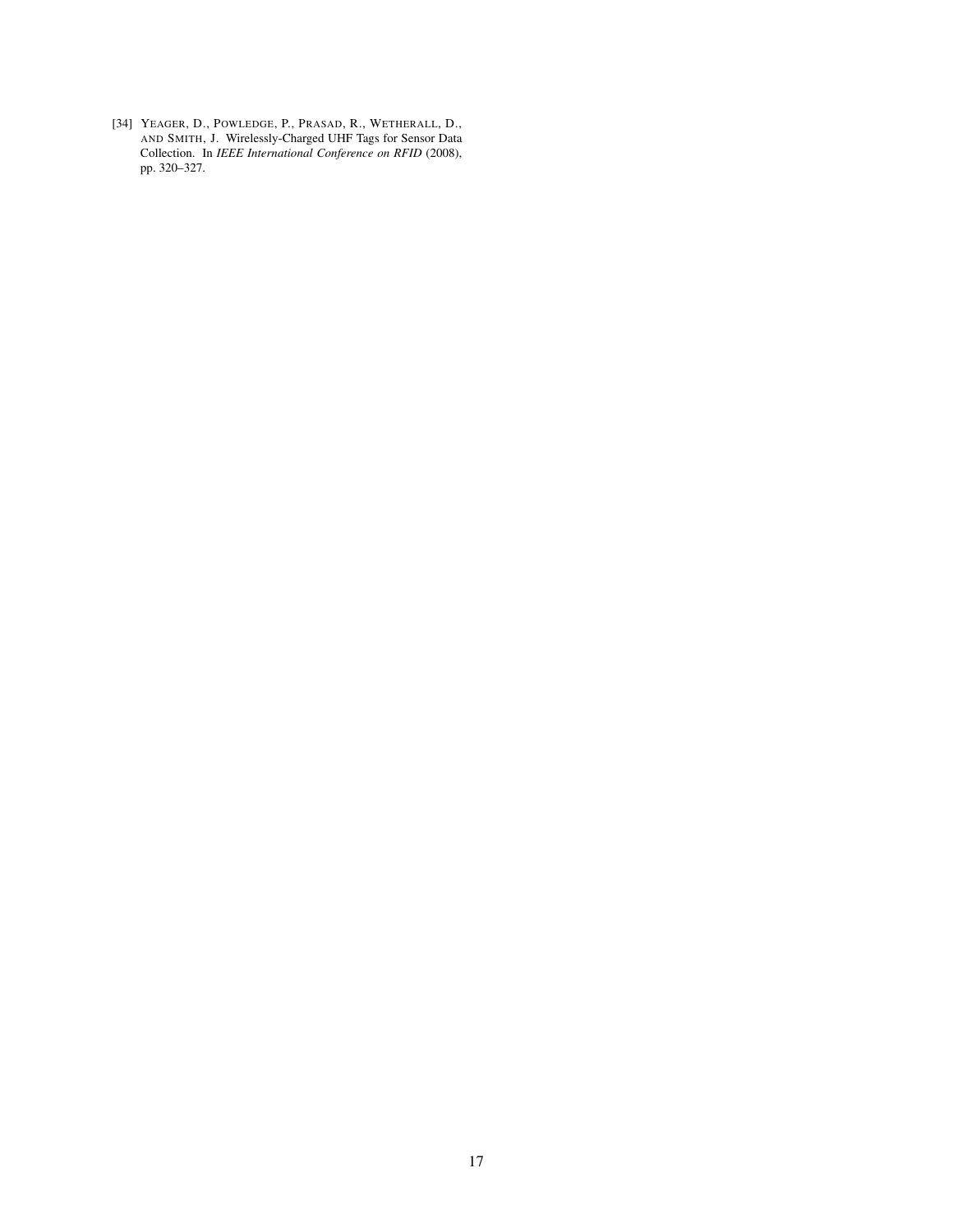[34] Yeager, D., Powledge, P., Prasad, R., Wetherall, D., and Smith, J. Wirelessly-Charged UHF Tags for Sensor Data Collection. In *IEEE International Conference on RFID* (2008), pp. 320–327.